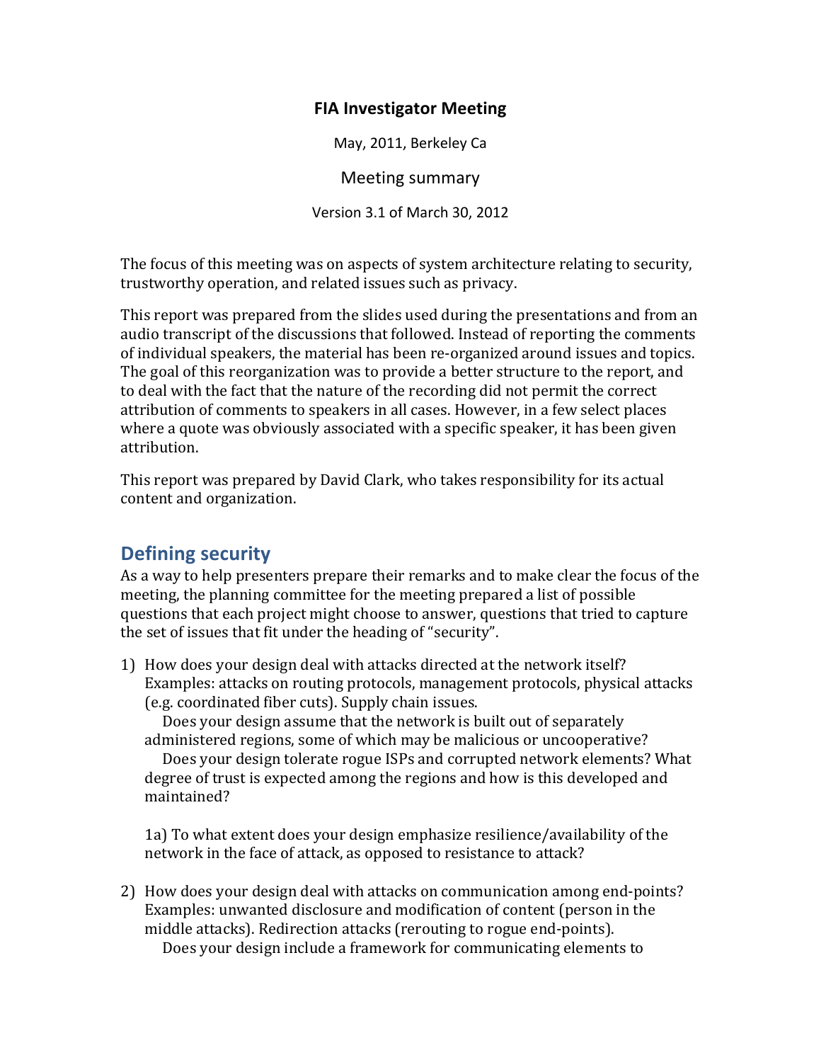**FIA Investigator Meeting**

May, 2011, Berkeley Ca

Meeting summary

Version 3.1 of March 30, 2012

The focus of this meeting was on aspects of system architecture relating to security, trustworthy operation, and related issues such as privacy.

This report was prepared from the slides used during the presentations and from an audio transcript of the discussions that followed. Instead of reporting the comments of individual speakers, the material has been re-organized around issues and topics. The goal of this reorganization was to provide a better structure to the report, and to deal with the fact that the nature of the recording did not permit the correct attribution of comments to speakers in all cases. However, in a few select places where a quote was obviously associated with a specific speaker, it has been given attribution.

This report was prepared by David Clark, who takes responsibility for its actual content and organization.

## Defining security

As a way to help presenters prepare their remarks and to make clear the focus of the meeting, the planning committee for the meeting prepared a list of possible questions that each project might choose to answer, questions that tried to capture the set of issues that fit under the heading of "security".

1) How does your design deal with attacks directed at the network itself? Examples: attacks on routing protocols, management protocols, physical attacks (e.g. coordinated fiber cuts). Supply chain issues.

   Does your design assume that the network is built out of separately administered regions, some of which may be malicious or uncooperative?

   Does your design tolerate rogue ISPs and corrupted network elements? What degree of trust is expected among the regions and how is this developed and maintained?

   1a) To what extent does your design emphasize resilience/availability of the network in the face of attack, as opposed to resistance to attack?

2) How does your design deal with attacks on communication among end-points? Examples: unwanted disclosure and modification of content (person in the middle attacks). Redirection attacks (rerouting to rogue end-points).

   Does your design include a framework for communicating elements to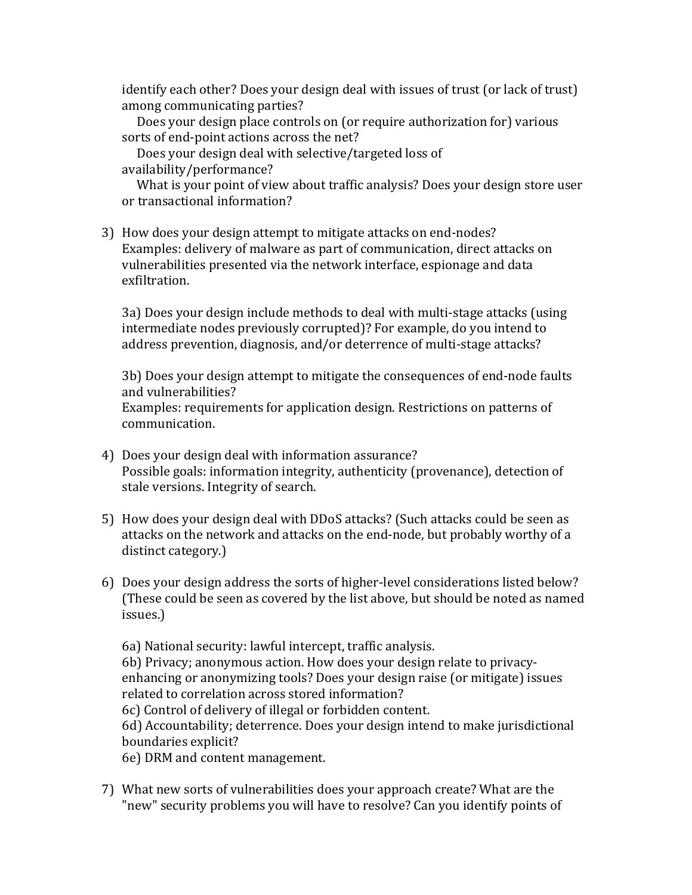identify each other? Does your design deal with issues of trust (or lack of trust) among communicating parties?

Does your design place controls on (or require authorization for) various sorts of end-point actions across the net?

Does your design deal with selective/targeted loss of availability/performance?

What is your point of view about traffic analysis? Does your design store user or transactional information?

3) How does your design attempt to mitigate attacks on end-nodes?
Examples: delivery of malware as part of communication, direct attacks on vulnerabilities presented via the network interface, espionage and data exfiltration.

   3a) Does your design include methods to deal with multi-stage attacks (using intermediate nodes previously corrupted)? For example, do you intend to address prevention, diagnosis, and/or deterrence of multi-stage attacks?

   3b) Does your design attempt to mitigate the consequences of end-node faults and vulnerabilities?
   Examples: requirements for application design. Restrictions on patterns of communication.

4) Does your design deal with information assurance?
Possible goals: information integrity, authenticity (provenance), detection of stale versions. Integrity of search.

5) How does your design deal with DDoS attacks? (Such attacks could be seen as attacks on the network and attacks on the end-node, but probably worthy of a distinct category.)

6) Does your design address the sorts of higher-level considerations listed below? (These could be seen as covered by the list above, but should be noted as named issues.)

   6a) National security: lawful intercept, traffic analysis.
   6b) Privacy; anonymous action. How does your design relate to privacy-enhancing or anonymizing tools? Does your design raise (or mitigate) issues related to correlation across stored information?
   6c) Control of delivery of illegal or forbidden content.
   6d) Accountability; deterrence. Does your design intend to make jurisdictional boundaries explicit?
   6e) DRM and content management.

7) What new sorts of vulnerabilities does your approach create? What are the "new" security problems you will have to resolve? Can you identify points of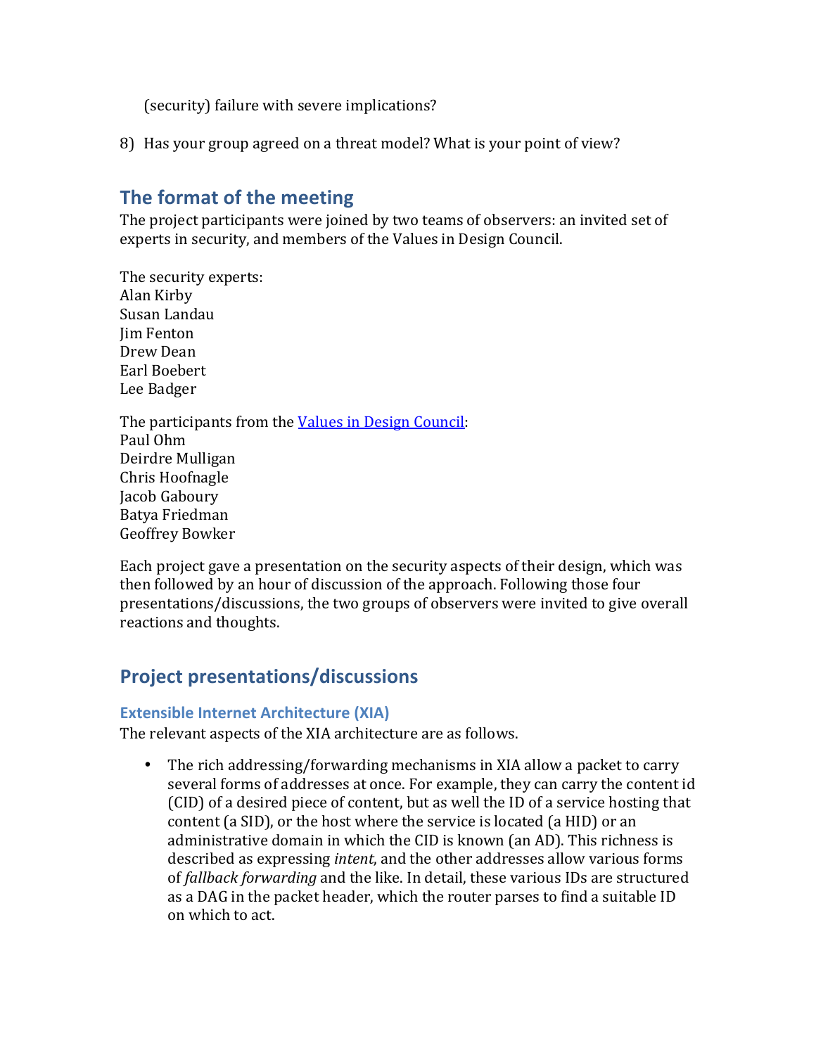(security) failure with severe implications?

8) Has your group agreed on a threat model? What is your point of view?

## The format of the meeting

The project participants were joined by two teams of observers: an invited set of experts in security, and members of the Values in Design Council.

The security experts:
Alan Kirby
Susan Landau
Jim Fenton
Drew Dean
Earl Boebert
Lee Badger

The participants from the Values in Design Council:
Paul Ohm
Deirdre Mulligan
Chris Hoofnagle
Jacob Gaboury
Batya Friedman
Geoffrey Bowker

Each project gave a presentation on the security aspects of their design, which was then followed by an hour of discussion of the approach. Following those four presentations/discussions, the two groups of observers were invited to give overall reactions and thoughts.

## Project presentations/discussions

### Extensible Internet Architecture (XIA)

The relevant aspects of the XIA architecture are as follows.

- The rich addressing/forwarding mechanisms in XIA allow a packet to carry several forms of addresses at once. For example, they can carry the content id (CID) of a desired piece of content, but as well the ID of a service hosting that content (a SID), or the host where the service is located (a HID) or an administrative domain in which the CID is known (an AD). This richness is described as expressing *intent*, and the other addresses allow various forms of *fallback forwarding* and the like. In detail, these various IDs are structured as a DAG in the packet header, which the router parses to find a suitable ID on which to act.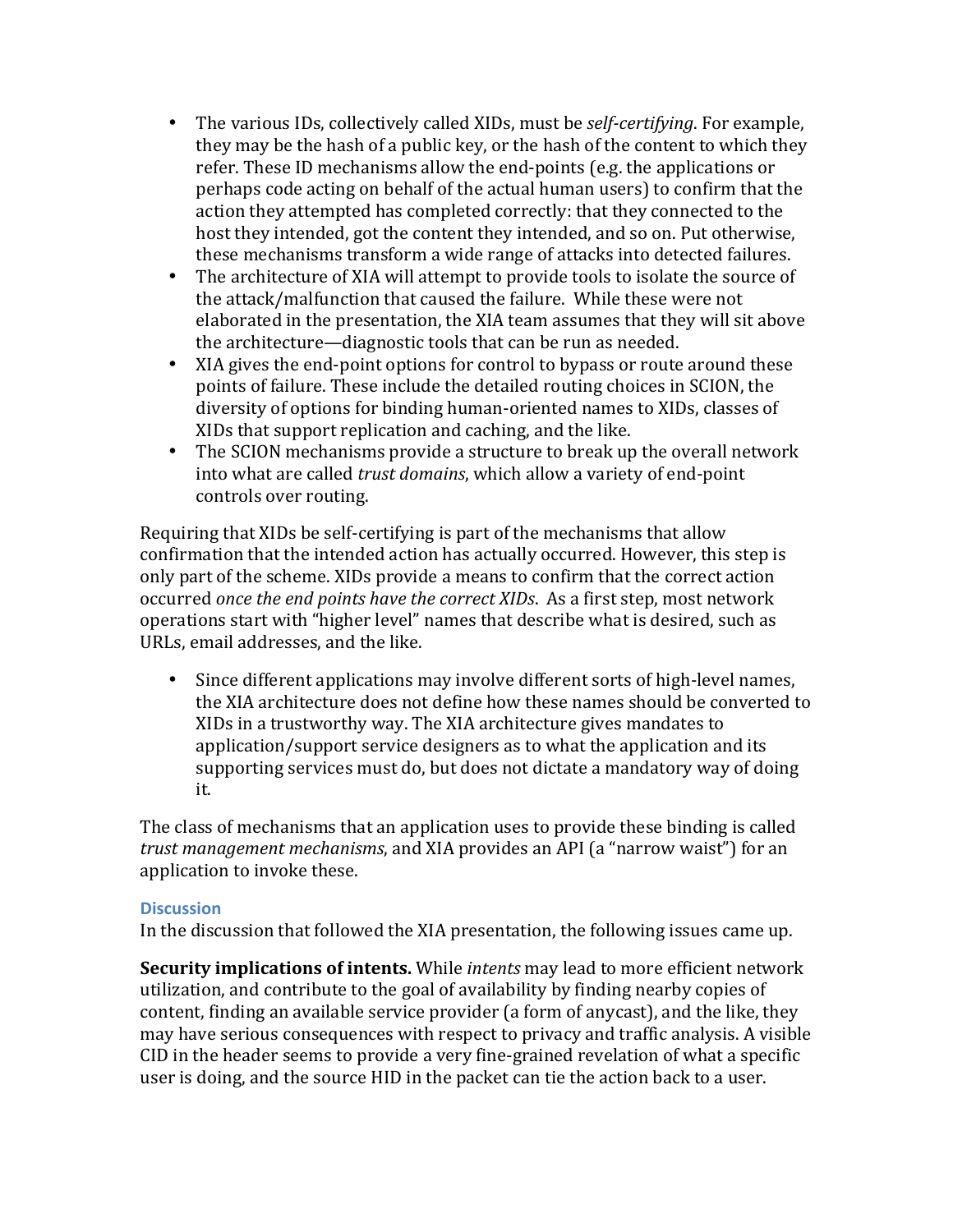- The various IDs, collectively called XIDs, must be *self-certifying*. For example, they may be the hash of a public key, or the hash of the content to which they refer. These ID mechanisms allow the end-points (e.g. the applications or perhaps code acting on behalf of the actual human users) to confirm that the action they attempted has completed correctly: that they connected to the host they intended, got the content they intended, and so on. Put otherwise, these mechanisms transform a wide range of attacks into detected failures.
- The architecture of XIA will attempt to provide tools to isolate the source of the attack/malfunction that caused the failure. While these were not elaborated in the presentation, the XIA team assumes that they will sit above the architecture—diagnostic tools that can be run as needed.
- XIA gives the end-point options for control to bypass or route around these points of failure. These include the detailed routing choices in SCION, the diversity of options for binding human-oriented names to XIDs, classes of XIDs that support replication and caching, and the like.
- The SCION mechanisms provide a structure to break up the overall network into what are called *trust domains*, which allow a variety of end-point controls over routing.

Requiring that XIDs be self-certifying is part of the mechanisms that allow confirmation that the intended action has actually occurred. However, this step is only part of the scheme. XIDs provide a means to confirm that the correct action occurred *once the end points have the correct XIDs*. As a first step, most network operations start with "higher level" names that describe what is desired, such as URLs, email addresses, and the like.

- Since different applications may involve different sorts of high-level names, the XIA architecture does not define how these names should be converted to XIDs in a trustworthy way. The XIA architecture gives mandates to application/support service designers as to what the application and its supporting services must do, but does not dictate a mandatory way of doing it.

The class of mechanisms that an application uses to provide these binding is called *trust management mechanisms*, and XIA provides an API (a "narrow waist") for an application to invoke these.

### Discussion

In the discussion that followed the XIA presentation, the following issues came up.

**Security implications of intents.** While *intents* may lead to more efficient network utilization, and contribute to the goal of availability by finding nearby copies of content, finding an available service provider (a form of anycast), and the like, they may have serious consequences with respect to privacy and traffic analysis. A visible CID in the header seems to provide a very fine-grained revelation of what a specific user is doing, and the source HID in the packet can tie the action back to a user.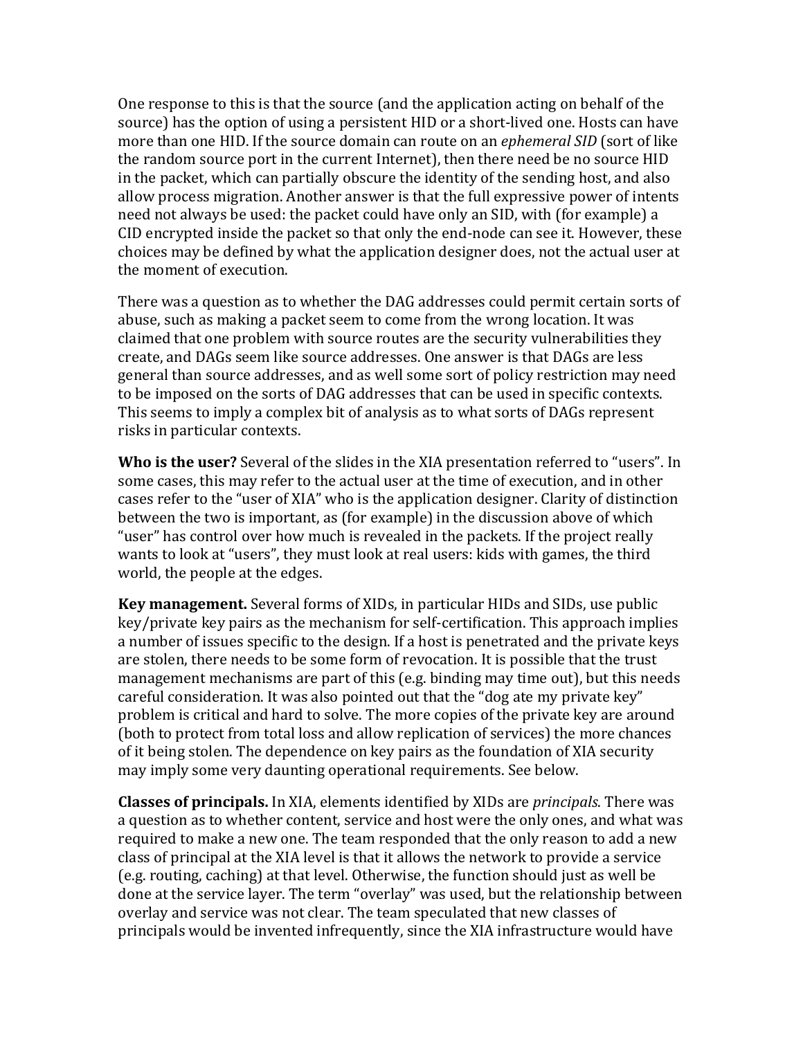One response to this is that the source (and the application acting on behalf of the source) has the option of using a persistent HID or a short-lived one. Hosts can have more than one HID. If the source domain can route on an *ephemeral SID* (sort of like the random source port in the current Internet), then there need be no source HID in the packet, which can partially obscure the identity of the sending host, and also allow process migration. Another answer is that the full expressive power of intents need not always be used: the packet could have only an SID, with (for example) a CID encrypted inside the packet so that only the end-node can see it. However, these choices may be defined by what the application designer does, not the actual user at the moment of execution.

There was a question as to whether the DAG addresses could permit certain sorts of abuse, such as making a packet seem to come from the wrong location. It was claimed that one problem with source routes are the security vulnerabilities they create, and DAGs seem like source addresses. One answer is that DAGs are less general than source addresses, and as well some sort of policy restriction may need to be imposed on the sorts of DAG addresses that can be used in specific contexts. This seems to imply a complex bit of analysis as to what sorts of DAGs represent risks in particular contexts.

**Who is the user?** Several of the slides in the XIA presentation referred to "users". In some cases, this may refer to the actual user at the time of execution, and in other cases refer to the "user of XIA" who is the application designer. Clarity of distinction between the two is important, as (for example) in the discussion above of which "user" has control over how much is revealed in the packets. If the project really wants to look at "users", they must look at real users: kids with games, the third world, the people at the edges.

**Key management.** Several forms of XIDs, in particular HIDs and SIDs, use public key/private key pairs as the mechanism for self-certification. This approach implies a number of issues specific to the design. If a host is penetrated and the private keys are stolen, there needs to be some form of revocation. It is possible that the trust management mechanisms are part of this (e.g. binding may time out), but this needs careful consideration. It was also pointed out that the "dog ate my private key" problem is critical and hard to solve. The more copies of the private key are around (both to protect from total loss and allow replication of services) the more chances of it being stolen. The dependence on key pairs as the foundation of XIA security may imply some very daunting operational requirements. See below.

**Classes of principals.** In XIA, elements identified by XIDs are *principals*. There was a question as to whether content, service and host were the only ones, and what was required to make a new one. The team responded that the only reason to add a new class of principal at the XIA level is that it allows the network to provide a service (e.g. routing, caching) at that level. Otherwise, the function should just as well be done at the service layer. The term "overlay" was used, but the relationship between overlay and service was not clear. The team speculated that new classes of principals would be invented infrequently, since the XIA infrastructure would have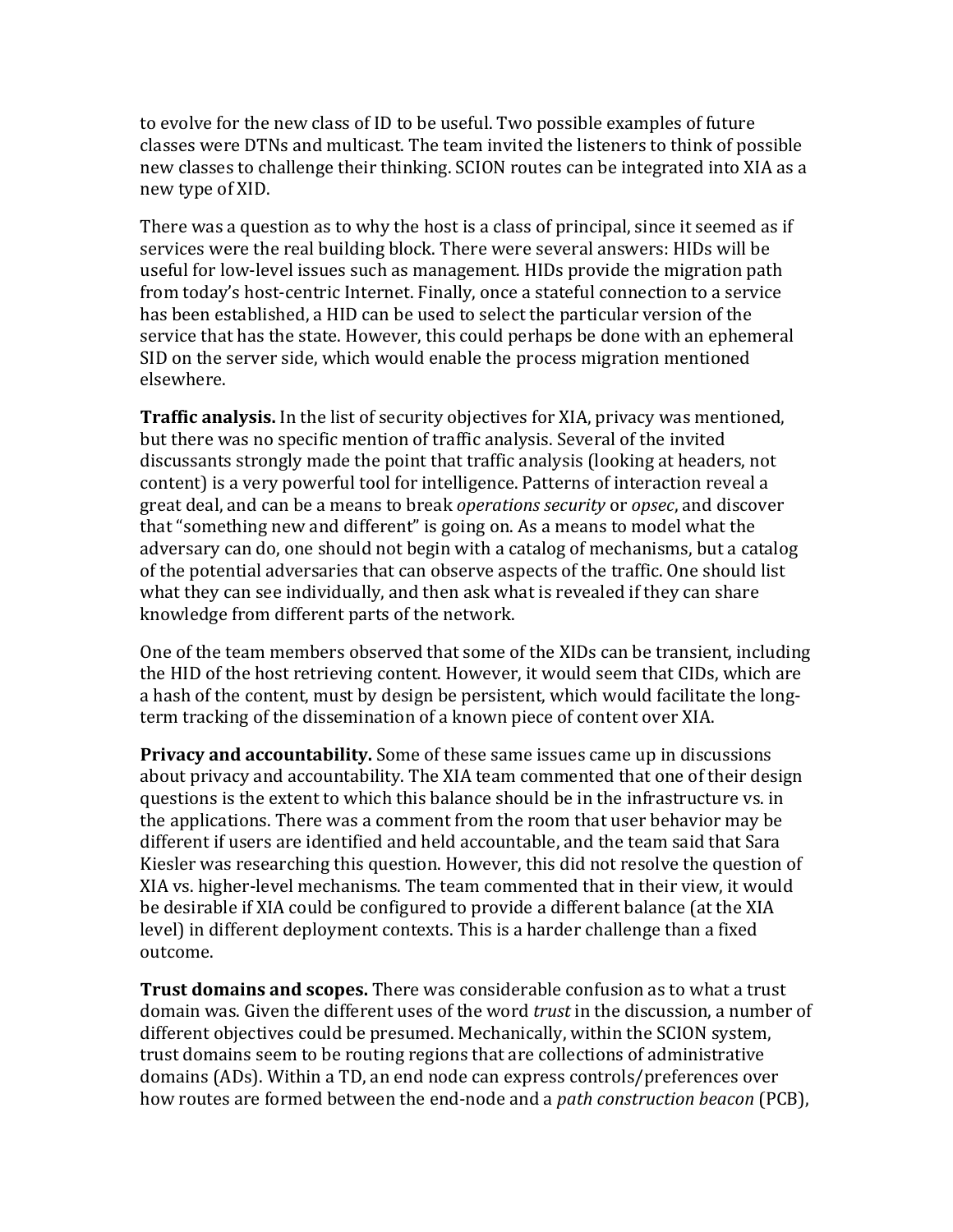to evolve for the new class of ID to be useful. Two possible examples of future classes were DTNs and multicast. The team invited the listeners to think of possible new classes to challenge their thinking. SCION routes can be integrated into XIA as a new type of XID.

There was a question as to why the host is a class of principal, since it seemed as if services were the real building block. There were several answers: HIDs will be useful for low-level issues such as management. HIDs provide the migration path from today's host-centric Internet. Finally, once a stateful connection to a service has been established, a HID can be used to select the particular version of the service that has the state. However, this could perhaps be done with an ephemeral SID on the server side, which would enable the process migration mentioned elsewhere.

**Traffic analysis.** In the list of security objectives for XIA, privacy was mentioned, but there was no specific mention of traffic analysis. Several of the invited discussants strongly made the point that traffic analysis (looking at headers, not content) is a very powerful tool for intelligence. Patterns of interaction reveal a great deal, and can be a means to break *operations security* or *opsec*, and discover that "something new and different" is going on. As a means to model what the adversary can do, one should not begin with a catalog of mechanisms, but a catalog of the potential adversaries that can observe aspects of the traffic. One should list what they can see individually, and then ask what is revealed if they can share knowledge from different parts of the network.

One of the team members observed that some of the XIDs can be transient, including the HID of the host retrieving content. However, it would seem that CIDs, which are a hash of the content, must by design be persistent, which would facilitate the long-term tracking of the dissemination of a known piece of content over XIA.

**Privacy and accountability.** Some of these same issues came up in discussions about privacy and accountability. The XIA team commented that one of their design questions is the extent to which this balance should be in the infrastructure vs. in the applications. There was a comment from the room that user behavior may be different if users are identified and held accountable, and the team said that Sara Kiesler was researching this question. However, this did not resolve the question of XIA vs. higher-level mechanisms. The team commented that in their view, it would be desirable if XIA could be configured to provide a different balance (at the XIA level) in different deployment contexts. This is a harder challenge than a fixed outcome.

**Trust domains and scopes.** There was considerable confusion as to what a trust domain was. Given the different uses of the word *trust* in the discussion, a number of different objectives could be presumed. Mechanically, within the SCION system, trust domains seem to be routing regions that are collections of administrative domains (ADs). Within a TD, an end node can express controls/preferences over how routes are formed between the end-node and a *path construction beacon* (PCB),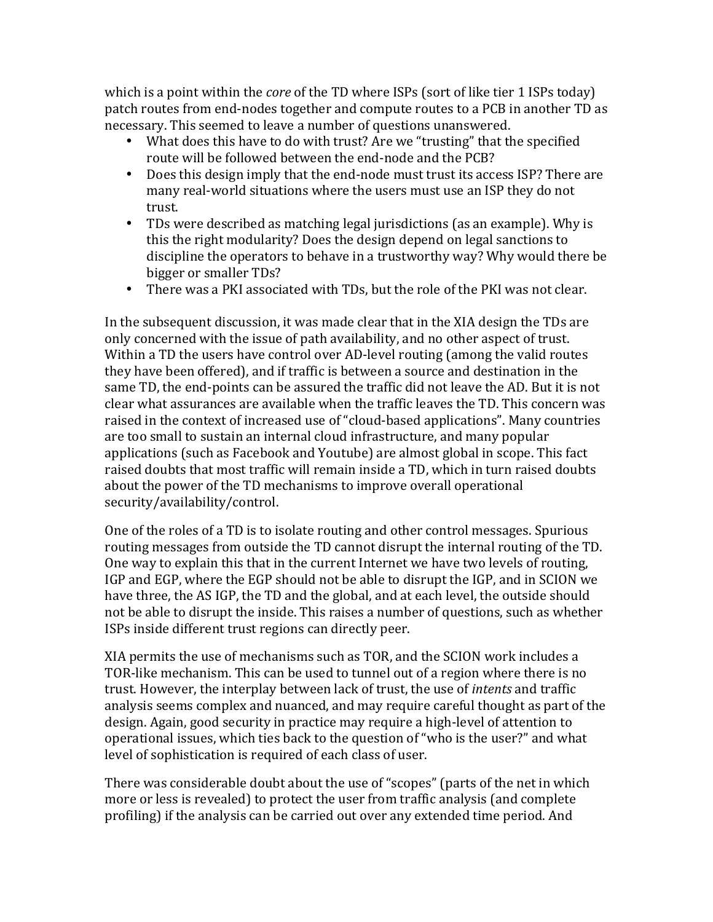which is a point within the *core* of the TD where ISPs (sort of like tier 1 ISPs today) patch routes from end-nodes together and compute routes to a PCB in another TD as necessary. This seemed to leave a number of questions unanswered.

- What does this have to do with trust? Are we "trusting" that the specified route will be followed between the end-node and the PCB?
- Does this design imply that the end-node must trust its access ISP? There are many real-world situations where the users must use an ISP they do not trust.
- TDs were described as matching legal jurisdictions (as an example). Why is this the right modularity? Does the design depend on legal sanctions to discipline the operators to behave in a trustworthy way? Why would there be bigger or smaller TDs?
- There was a PKI associated with TDs, but the role of the PKI was not clear.

In the subsequent discussion, it was made clear that in the XIA design the TDs are only concerned with the issue of path availability, and no other aspect of trust. Within a TD the users have control over AD-level routing (among the valid routes they have been offered), and if traffic is between a source and destination in the same TD, the end-points can be assured the traffic did not leave the AD. But it is not clear what assurances are available when the traffic leaves the TD. This concern was raised in the context of increased use of "cloud-based applications". Many countries are too small to sustain an internal cloud infrastructure, and many popular applications (such as Facebook and Youtube) are almost global in scope. This fact raised doubts that most traffic will remain inside a TD, which in turn raised doubts about the power of the TD mechanisms to improve overall operational security/availability/control.

One of the roles of a TD is to isolate routing and other control messages. Spurious routing messages from outside the TD cannot disrupt the internal routing of the TD. One way to explain this that in the current Internet we have two levels of routing, IGP and EGP, where the EGP should not be able to disrupt the IGP, and in SCION we have three, the AS IGP, the TD and the global, and at each level, the outside should not be able to disrupt the inside. This raises a number of questions, such as whether ISPs inside different trust regions can directly peer.

XIA permits the use of mechanisms such as TOR, and the SCION work includes a TOR-like mechanism. This can be used to tunnel out of a region where there is no trust. However, the interplay between lack of trust, the use of *intents* and traffic analysis seems complex and nuanced, and may require careful thought as part of the design. Again, good security in practice may require a high-level of attention to operational issues, which ties back to the question of "who is the user?" and what level of sophistication is required of each class of user.

There was considerable doubt about the use of "scopes" (parts of the net in which more or less is revealed) to protect the user from traffic analysis (and complete profiling) if the analysis can be carried out over any extended time period. And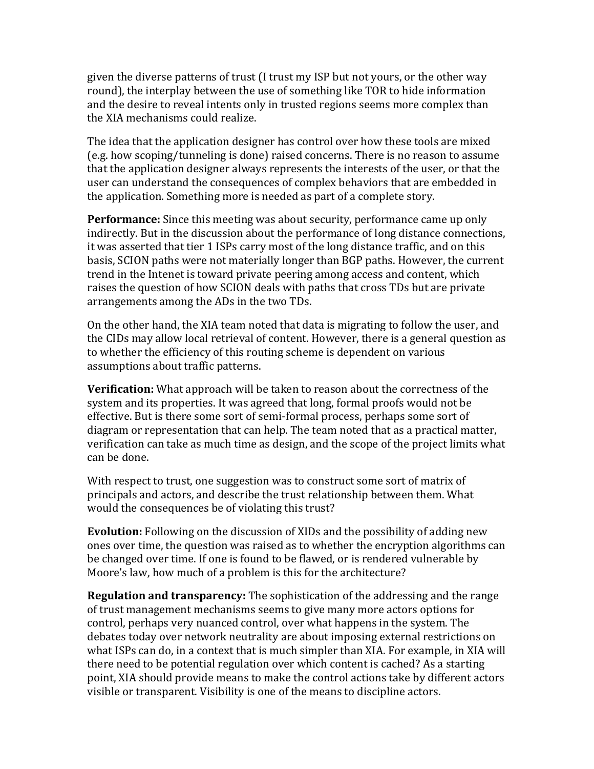given the diverse patterns of trust (I trust my ISP but not yours, or the other way round), the interplay between the use of something like TOR to hide information and the desire to reveal intents only in trusted regions seems more complex than the XIA mechanisms could realize.

The idea that the application designer has control over how these tools are mixed (e.g. how scoping/tunneling is done) raised concerns. There is no reason to assume that the application designer always represents the interests of the user, or that the user can understand the consequences of complex behaviors that are embedded in the application. Something more is needed as part of a complete story.

**Performance:** Since this meeting was about security, performance came up only indirectly. But in the discussion about the performance of long distance connections, it was asserted that tier 1 ISPs carry most of the long distance traffic, and on this basis, SCION paths were not materially longer than BGP paths. However, the current trend in the Intenet is toward private peering among access and content, which raises the question of how SCION deals with paths that cross TDs but are private arrangements among the ADs in the two TDs.

On the other hand, the XIA team noted that data is migrating to follow the user, and the CIDs may allow local retrieval of content. However, there is a general question as to whether the efficiency of this routing scheme is dependent on various assumptions about traffic patterns.

**Verification:** What approach will be taken to reason about the correctness of the system and its properties. It was agreed that long, formal proofs would not be effective. But is there some sort of semi-formal process, perhaps some sort of diagram or representation that can help. The team noted that as a practical matter, verification can take as much time as design, and the scope of the project limits what can be done.

With respect to trust, one suggestion was to construct some sort of matrix of principals and actors, and describe the trust relationship between them. What would the consequences be of violating this trust?

**Evolution:** Following on the discussion of XIDs and the possibility of adding new ones over time, the question was raised as to whether the encryption algorithms can be changed over time. If one is found to be flawed, or is rendered vulnerable by Moore's law, how much of a problem is this for the architecture?

**Regulation and transparency:** The sophistication of the addressing and the range of trust management mechanisms seems to give many more actors options for control, perhaps very nuanced control, over what happens in the system. The debates today over network neutrality are about imposing external restrictions on what ISPs can do, in a context that is much simpler than XIA. For example, in XIA will there need to be potential regulation over which content is cached? As a starting point, XIA should provide means to make the control actions take by different actors visible or transparent. Visibility is one of the means to discipline actors.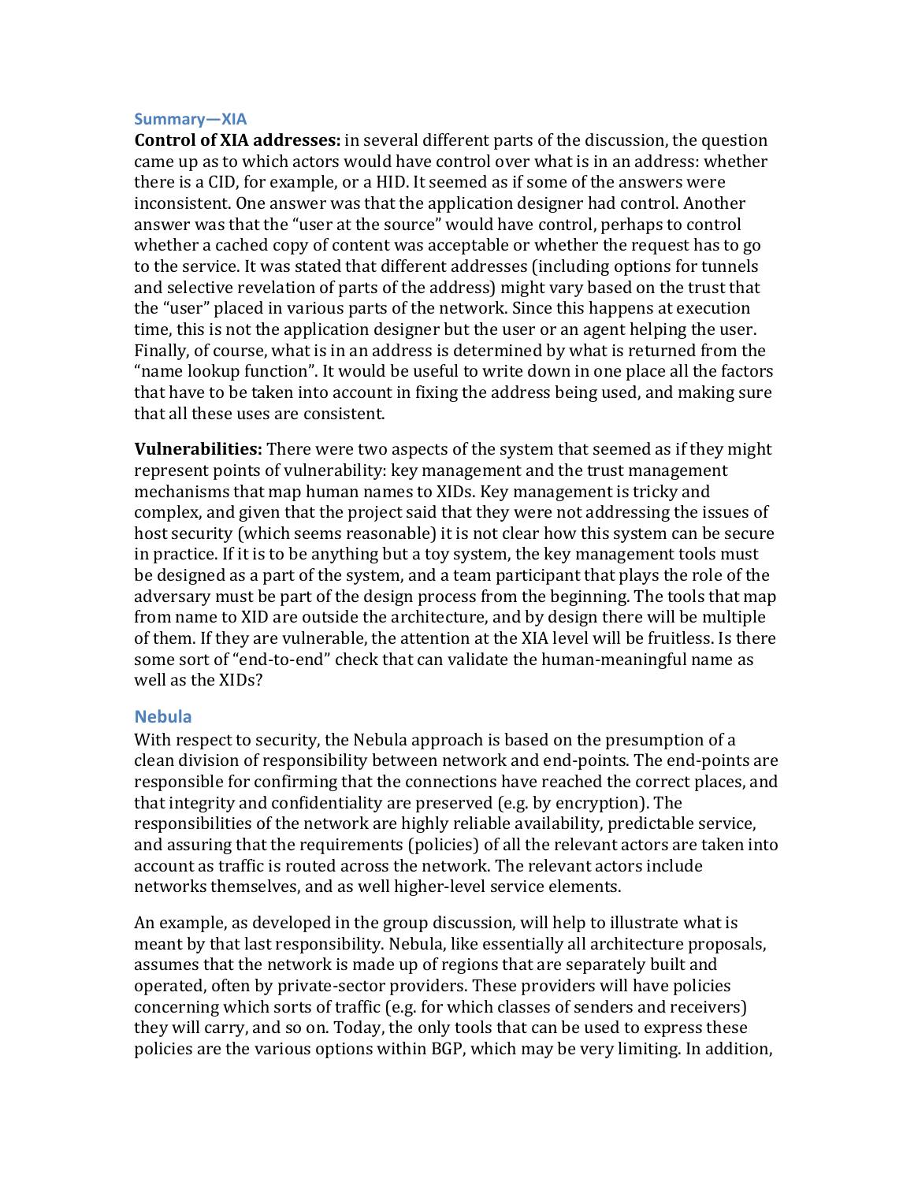### Summary—XIA

**Control of XIA addresses:** in several different parts of the discussion, the question came up as to which actors would have control over what is in an address: whether there is a CID, for example, or a HID. It seemed as if some of the answers were inconsistent. One answer was that the application designer had control. Another answer was that the "user at the source" would have control, perhaps to control whether a cached copy of content was acceptable or whether the request has to go to the service. It was stated that different addresses (including options for tunnels and selective revelation of parts of the address) might vary based on the trust that the "user" placed in various parts of the network. Since this happens at execution time, this is not the application designer but the user or an agent helping the user. Finally, of course, what is in an address is determined by what is returned from the "name lookup function". It would be useful to write down in one place all the factors that have to be taken into account in fixing the address being used, and making sure that all these uses are consistent.

**Vulnerabilities:** There were two aspects of the system that seemed as if they might represent points of vulnerability: key management and the trust management mechanisms that map human names to XIDs. Key management is tricky and complex, and given that the project said that they were not addressing the issues of host security (which seems reasonable) it is not clear how this system can be secure in practice. If it is to be anything but a toy system, the key management tools must be designed as a part of the system, and a team participant that plays the role of the adversary must be part of the design process from the beginning. The tools that map from name to XID are outside the architecture, and by design there will be multiple of them. If they are vulnerable, the attention at the XIA level will be fruitless. Is there some sort of "end-to-end" check that can validate the human-meaningful name as well as the XIDs?

## Nebula

With respect to security, the Nebula approach is based on the presumption of a clean division of responsibility between network and end-points. The end-points are responsible for confirming that the connections have reached the correct places, and that integrity and confidentiality are preserved (e.g. by encryption). The responsibilities of the network are highly reliable availability, predictable service, and assuring that the requirements (policies) of all the relevant actors are taken into account as traffic is routed across the network. The relevant actors include networks themselves, and as well higher-level service elements.

An example, as developed in the group discussion, will help to illustrate what is meant by that last responsibility. Nebula, like essentially all architecture proposals, assumes that the network is made up of regions that are separately built and operated, often by private-sector providers. These providers will have policies concerning which sorts of traffic (e.g. for which classes of senders and receivers) they will carry, and so on. Today, the only tools that can be used to express these policies are the various options within BGP, which may be very limiting. In addition,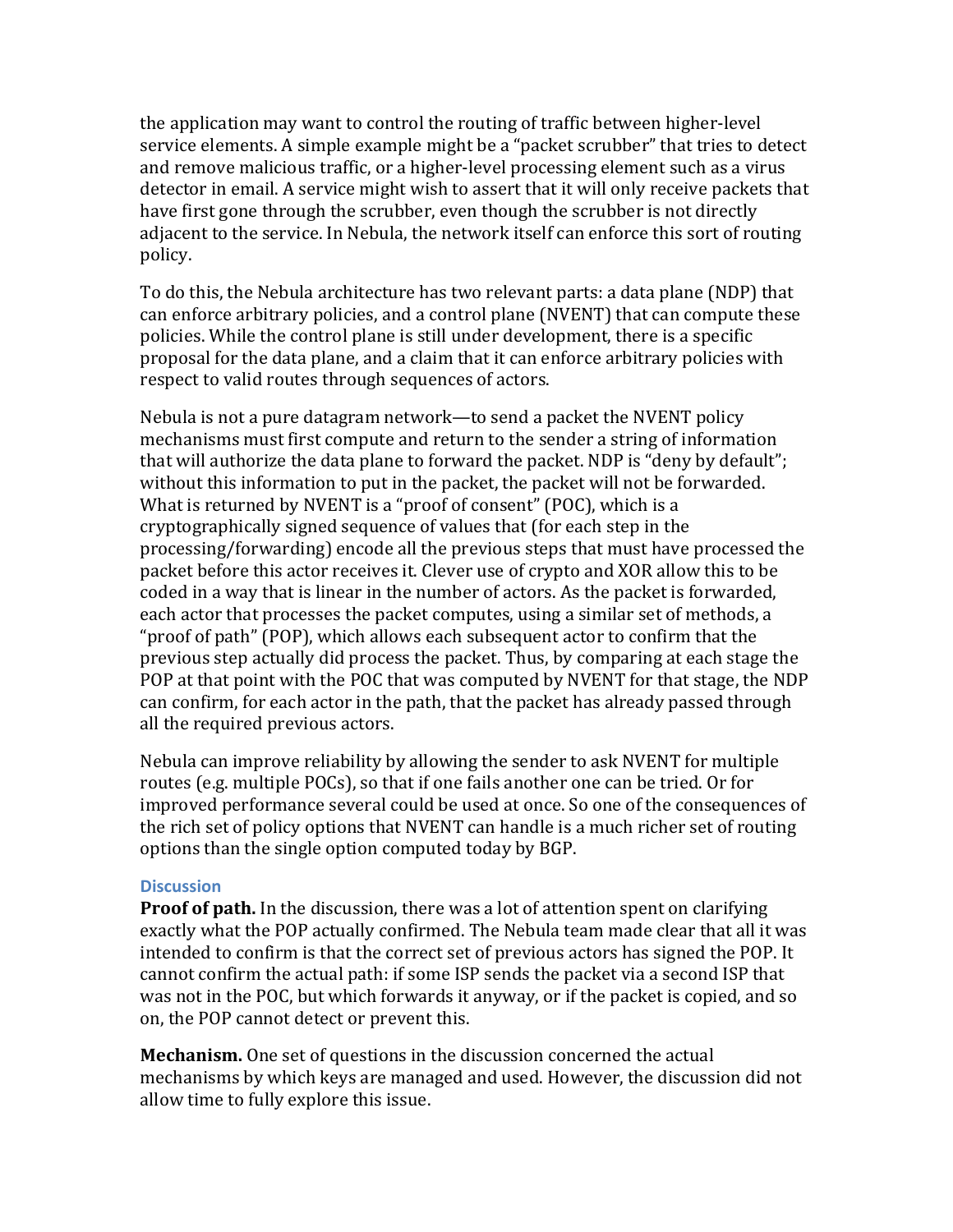the application may want to control the routing of traffic between higher-level service elements. A simple example might be a "packet scrubber" that tries to detect and remove malicious traffic, or a higher-level processing element such as a virus detector in email. A service might wish to assert that it will only receive packets that have first gone through the scrubber, even though the scrubber is not directly adjacent to the service. In Nebula, the network itself can enforce this sort of routing policy.

To do this, the Nebula architecture has two relevant parts: a data plane (NDP) that can enforce arbitrary policies, and a control plane (NVENT) that can compute these policies. While the control plane is still under development, there is a specific proposal for the data plane, and a claim that it can enforce arbitrary policies with respect to valid routes through sequences of actors.

Nebula is not a pure datagram network—to send a packet the NVENT policy mechanisms must first compute and return to the sender a string of information that will authorize the data plane to forward the packet. NDP is "deny by default"; without this information to put in the packet, the packet will not be forwarded. What is returned by NVENT is a "proof of consent" (POC), which is a cryptographically signed sequence of values that (for each step in the processing/forwarding) encode all the previous steps that must have processed the packet before this actor receives it. Clever use of crypto and XOR allow this to be coded in a way that is linear in the number of actors. As the packet is forwarded, each actor that processes the packet computes, using a similar set of methods, a "proof of path" (POP), which allows each subsequent actor to confirm that the previous step actually did process the packet. Thus, by comparing at each stage the POP at that point with the POC that was computed by NVENT for that stage, the NDP can confirm, for each actor in the path, that the packet has already passed through all the required previous actors.

Nebula can improve reliability by allowing the sender to ask NVENT for multiple routes (e.g. multiple POCs), so that if one fails another one can be tried. Or for improved performance several could be used at once. So one of the consequences of the rich set of policy options that NVENT can handle is a much richer set of routing options than the single option computed today by BGP.

### Discussion

**Proof of path.** In the discussion, there was a lot of attention spent on clarifying exactly what the POP actually confirmed. The Nebula team made clear that all it was intended to confirm is that the correct set of previous actors has signed the POP. It cannot confirm the actual path: if some ISP sends the packet via a second ISP that was not in the POC, but which forwards it anyway, or if the packet is copied, and so on, the POP cannot detect or prevent this.

**Mechanism.** One set of questions in the discussion concerned the actual mechanisms by which keys are managed and used. However, the discussion did not allow time to fully explore this issue.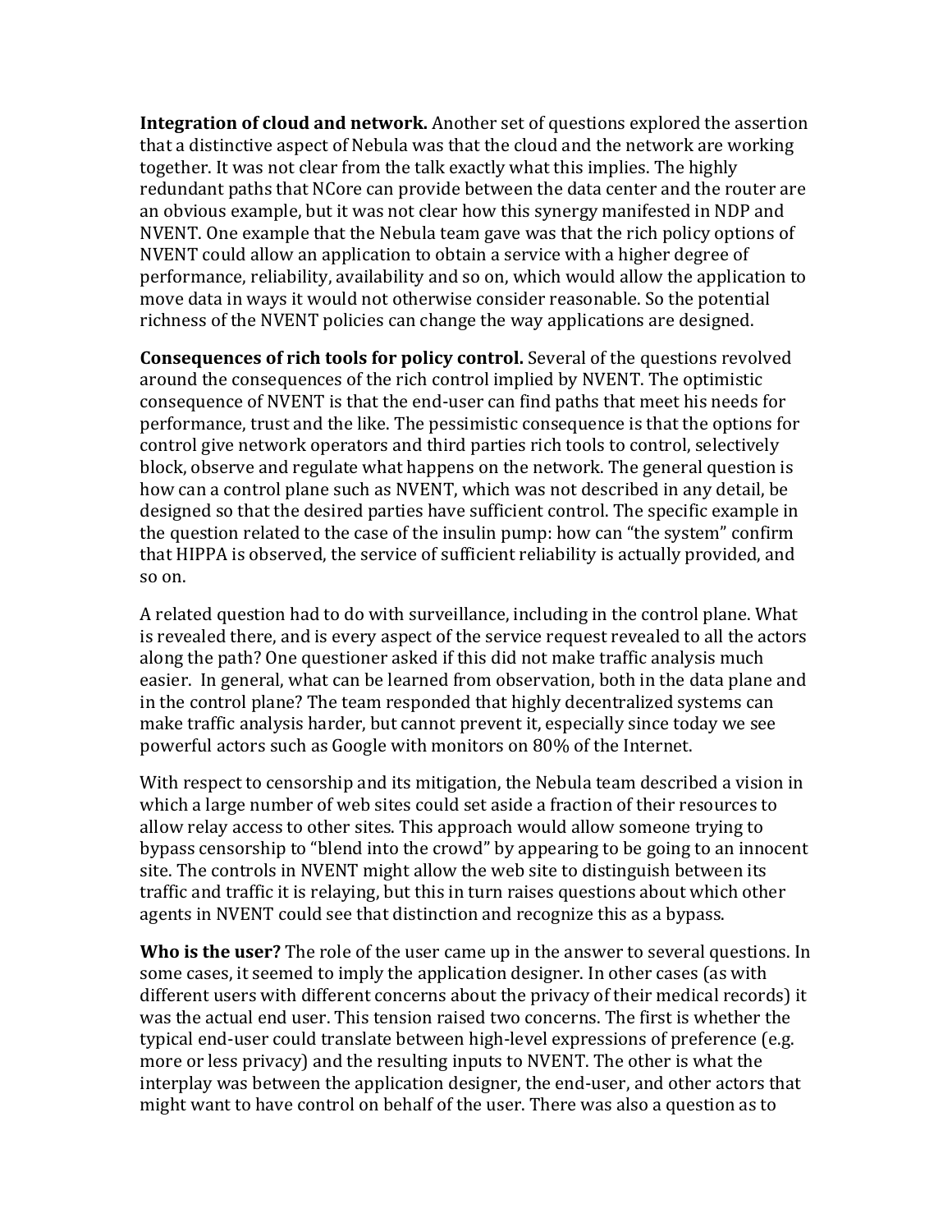**Integration of cloud and network.** Another set of questions explored the assertion that a distinctive aspect of Nebula was that the cloud and the network are working together. It was not clear from the talk exactly what this implies. The highly redundant paths that NCore can provide between the data center and the router are an obvious example, but it was not clear how this synergy manifested in NDP and NVENT. One example that the Nebula team gave was that the rich policy options of NVENT could allow an application to obtain a service with a higher degree of performance, reliability, availability and so on, which would allow the application to move data in ways it would not otherwise consider reasonable. So the potential richness of the NVENT policies can change the way applications are designed.

**Consequences of rich tools for policy control.** Several of the questions revolved around the consequences of the rich control implied by NVENT. The optimistic consequence of NVENT is that the end-user can find paths that meet his needs for performance, trust and the like. The pessimistic consequence is that the options for control give network operators and third parties rich tools to control, selectively block, observe and regulate what happens on the network. The general question is how can a control plane such as NVENT, which was not described in any detail, be designed so that the desired parties have sufficient control. The specific example in the question related to the case of the insulin pump: how can "the system" confirm that HIPPA is observed, the service of sufficient reliability is actually provided, and so on.

A related question had to do with surveillance, including in the control plane. What is revealed there, and is every aspect of the service request revealed to all the actors along the path? One questioner asked if this did not make traffic analysis much easier. In general, what can be learned from observation, both in the data plane and in the control plane? The team responded that highly decentralized systems can make traffic analysis harder, but cannot prevent it, especially since today we see powerful actors such as Google with monitors on 80% of the Internet.

With respect to censorship and its mitigation, the Nebula team described a vision in which a large number of web sites could set aside a fraction of their resources to allow relay access to other sites. This approach would allow someone trying to bypass censorship to "blend into the crowd" by appearing to be going to an innocent site. The controls in NVENT might allow the web site to distinguish between its traffic and traffic it is relaying, but this in turn raises questions about which other agents in NVENT could see that distinction and recognize this as a bypass.

**Who is the user?** The role of the user came up in the answer to several questions. In some cases, it seemed to imply the application designer. In other cases (as with different users with different concerns about the privacy of their medical records) it was the actual end user. This tension raised two concerns. The first is whether the typical end-user could translate between high-level expressions of preference (e.g. more or less privacy) and the resulting inputs to NVENT. The other is what the interplay was between the application designer, the end-user, and other actors that might want to have control on behalf of the user. There was also a question as to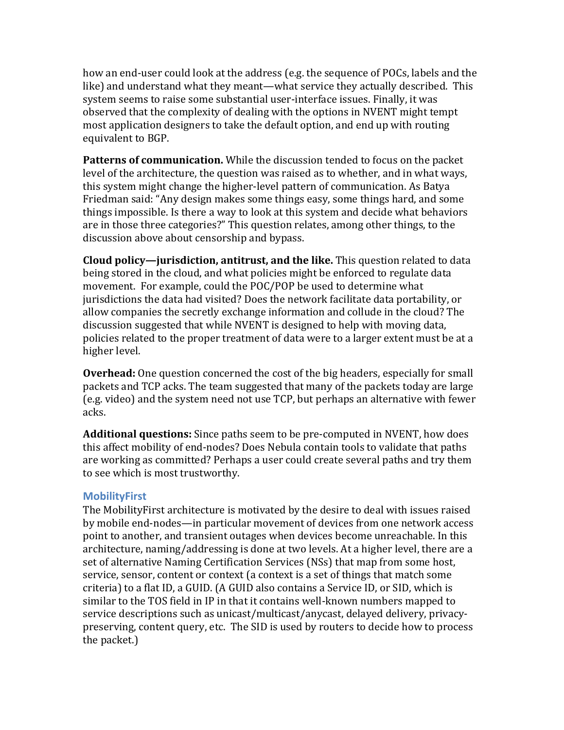how an end-user could look at the address (e.g. the sequence of POCs, labels and the like) and understand what they meant—what service they actually described. This system seems to raise some substantial user-interface issues. Finally, it was observed that the complexity of dealing with the options in NVENT might tempt most application designers to take the default option, and end up with routing equivalent to BGP.

**Patterns of communication.** While the discussion tended to focus on the packet level of the architecture, the question was raised as to whether, and in what ways, this system might change the higher-level pattern of communication. As Batya Friedman said: "Any design makes some things easy, some things hard, and some things impossible. Is there a way to look at this system and decide what behaviors are in those three categories?" This question relates, among other things, to the discussion above about censorship and bypass.

**Cloud policy—jurisdiction, antitrust, and the like.** This question related to data being stored in the cloud, and what policies might be enforced to regulate data movement. For example, could the POC/POP be used to determine what jurisdictions the data had visited? Does the network facilitate data portability, or allow companies the secretly exchange information and collude in the cloud? The discussion suggested that while NVENT is designed to help with moving data, policies related to the proper treatment of data were to a larger extent must be at a higher level.

**Overhead:** One question concerned the cost of the big headers, especially for small packets and TCP acks. The team suggested that many of the packets today are large (e.g. video) and the system need not use TCP, but perhaps an alternative with fewer acks.

**Additional questions:** Since paths seem to be pre-computed in NVENT, how does this affect mobility of end-nodes? Does Nebula contain tools to validate that paths are working as committed? Perhaps a user could create several paths and try them to see which is most trustworthy.

### MobilityFirst

The MobilityFirst architecture is motivated by the desire to deal with issues raised by mobile end-nodes—in particular movement of devices from one network access point to another, and transient outages when devices become unreachable. In this architecture, naming/addressing is done at two levels. At a higher level, there are a set of alternative Naming Certification Services (NSs) that map from some host, service, sensor, content or context (a context is a set of things that match some criteria) to a flat ID, a GUID. (A GUID also contains a Service ID, or SID, which is similar to the TOS field in IP in that it contains well-known numbers mapped to service descriptions such as unicast/multicast/anycast, delayed delivery, privacy-preserving, content query, etc. The SID is used by routers to decide how to process the packet.)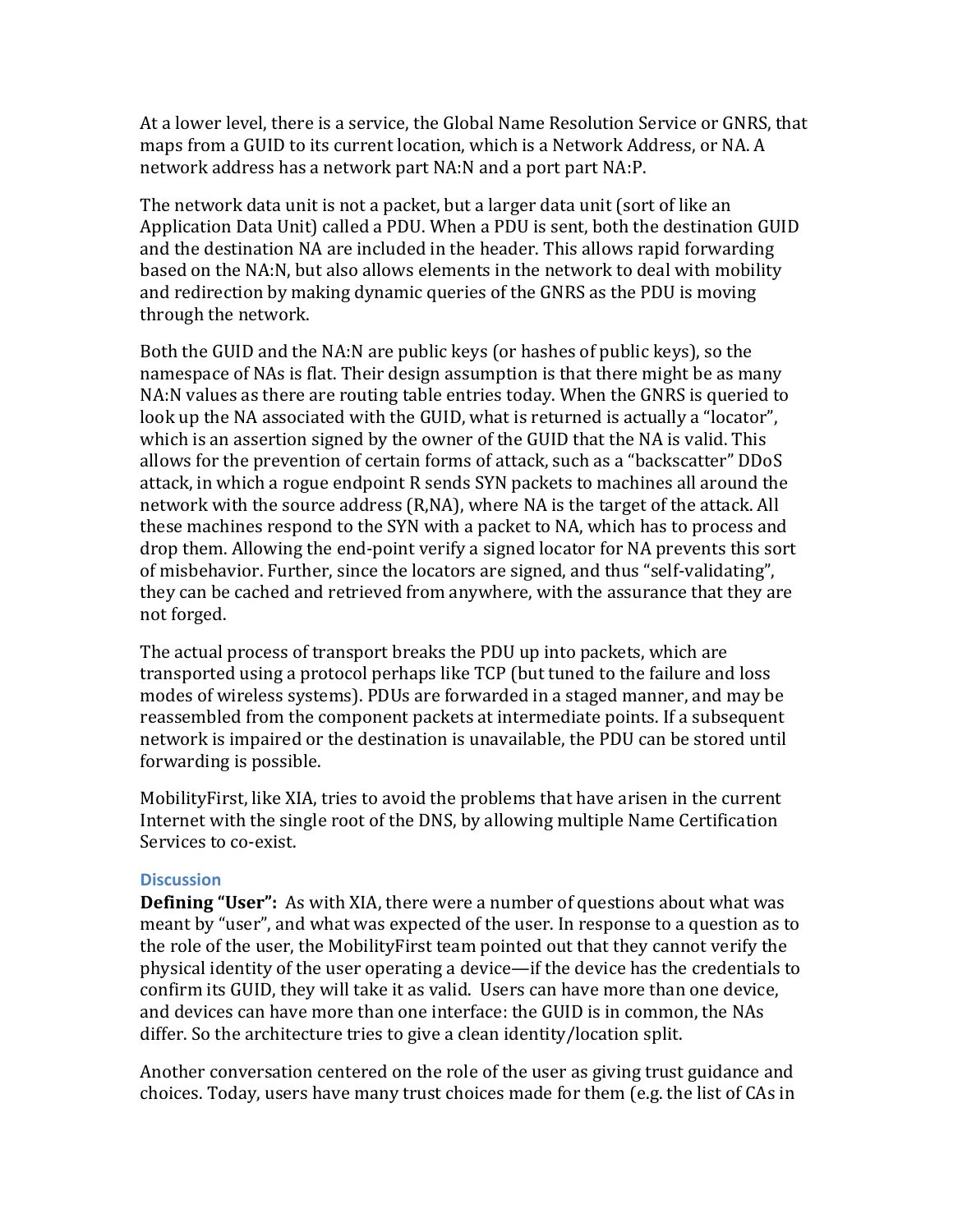At a lower level, there is a service, the Global Name Resolution Service or GNRS, that maps from a GUID to its current location, which is a Network Address, or NA. A network address has a network part NA:N and a port part NA:P.

The network data unit is not a packet, but a larger data unit (sort of like an Application Data Unit) called a PDU. When a PDU is sent, both the destination GUID and the destination NA are included in the header. This allows rapid forwarding based on the NA:N, but also allows elements in the network to deal with mobility and redirection by making dynamic queries of the GNRS as the PDU is moving through the network.

Both the GUID and the NA:N are public keys (or hashes of public keys), so the namespace of NAs is flat. Their design assumption is that there might be as many NA:N values as there are routing table entries today. When the GNRS is queried to look up the NA associated with the GUID, what is returned is actually a "locator", which is an assertion signed by the owner of the GUID that the NA is valid. This allows for the prevention of certain forms of attack, such as a "backscatter" DDoS attack, in which a rogue endpoint R sends SYN packets to machines all around the network with the source address (R,NA), where NA is the target of the attack. All these machines respond to the SYN with a packet to NA, which has to process and drop them. Allowing the end-point verify a signed locator for NA prevents this sort of misbehavior. Further, since the locators are signed, and thus "self-validating", they can be cached and retrieved from anywhere, with the assurance that they are not forged.

The actual process of transport breaks the PDU up into packets, which are transported using a protocol perhaps like TCP (but tuned to the failure and loss modes of wireless systems). PDUs are forwarded in a staged manner, and may be reassembled from the component packets at intermediate points. If a subsequent network is impaired or the destination is unavailable, the PDU can be stored until forwarding is possible.

MobilityFirst, like XIA, tries to avoid the problems that have arisen in the current Internet with the single root of the DNS, by allowing multiple Name Certification Services to co-exist.

### Discussion

**Defining "User":** As with XIA, there were a number of questions about what was meant by "user", and what was expected of the user. In response to a question as to the role of the user, the MobilityFirst team pointed out that they cannot verify the physical identity of the user operating a device—if the device has the credentials to confirm its GUID, they will take it as valid. Users can have more than one device, and devices can have more than one interface: the GUID is in common, the NAs differ. So the architecture tries to give a clean identity/location split.

Another conversation centered on the role of the user as giving trust guidance and choices. Today, users have many trust choices made for them (e.g. the list of CAs in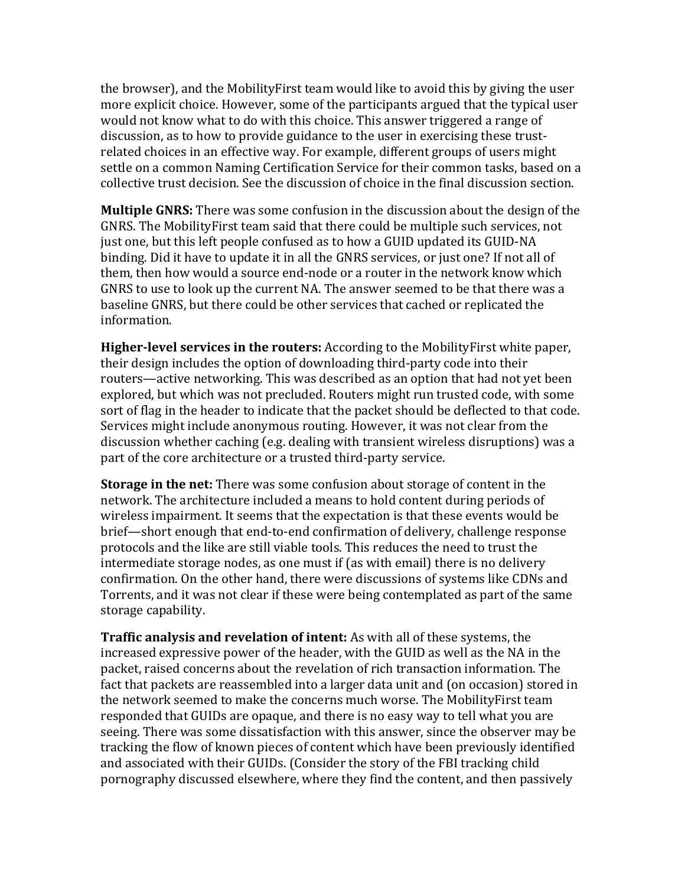the browser), and the MobilityFirst team would like to avoid this by giving the user more explicit choice. However, some of the participants argued that the typical user would not know what to do with this choice. This answer triggered a range of discussion, as to how to provide guidance to the user in exercising these trust-related choices in an effective way. For example, different groups of users might settle on a common Naming Certification Service for their common tasks, based on a collective trust decision. See the discussion of choice in the final discussion section.

**Multiple GNRS:** There was some confusion in the discussion about the design of the GNRS. The MobilityFirst team said that there could be multiple such services, not just one, but this left people confused as to how a GUID updated its GUID-NA binding. Did it have to update it in all the GNRS services, or just one? If not all of them, then how would a source end-node or a router in the network know which GNRS to use to look up the current NA. The answer seemed to be that there was a baseline GNRS, but there could be other services that cached or replicated the information.

**Higher-level services in the routers:** According to the MobilityFirst white paper, their design includes the option of downloading third-party code into their routers—active networking. This was described as an option that had not yet been explored, but which was not precluded. Routers might run trusted code, with some sort of flag in the header to indicate that the packet should be deflected to that code. Services might include anonymous routing. However, it was not clear from the discussion whether caching (e.g. dealing with transient wireless disruptions) was a part of the core architecture or a trusted third-party service.

**Storage in the net:** There was some confusion about storage of content in the network. The architecture included a means to hold content during periods of wireless impairment. It seems that the expectation is that these events would be brief—short enough that end-to-end confirmation of delivery, challenge response protocols and the like are still viable tools. This reduces the need to trust the intermediate storage nodes, as one must if (as with email) there is no delivery confirmation. On the other hand, there were discussions of systems like CDNs and Torrents, and it was not clear if these were being contemplated as part of the same storage capability.

**Traffic analysis and revelation of intent:** As with all of these systems, the increased expressive power of the header, with the GUID as well as the NA in the packet, raised concerns about the revelation of rich transaction information. The fact that packets are reassembled into a larger data unit and (on occasion) stored in the network seemed to make the concerns much worse. The MobilityFirst team responded that GUIDs are opaque, and there is no easy way to tell what you are seeing. There was some dissatisfaction with this answer, since the observer may be tracking the flow of known pieces of content which have been previously identified and associated with their GUIDs. (Consider the story of the FBI tracking child pornography discussed elsewhere, where they find the content, and then passively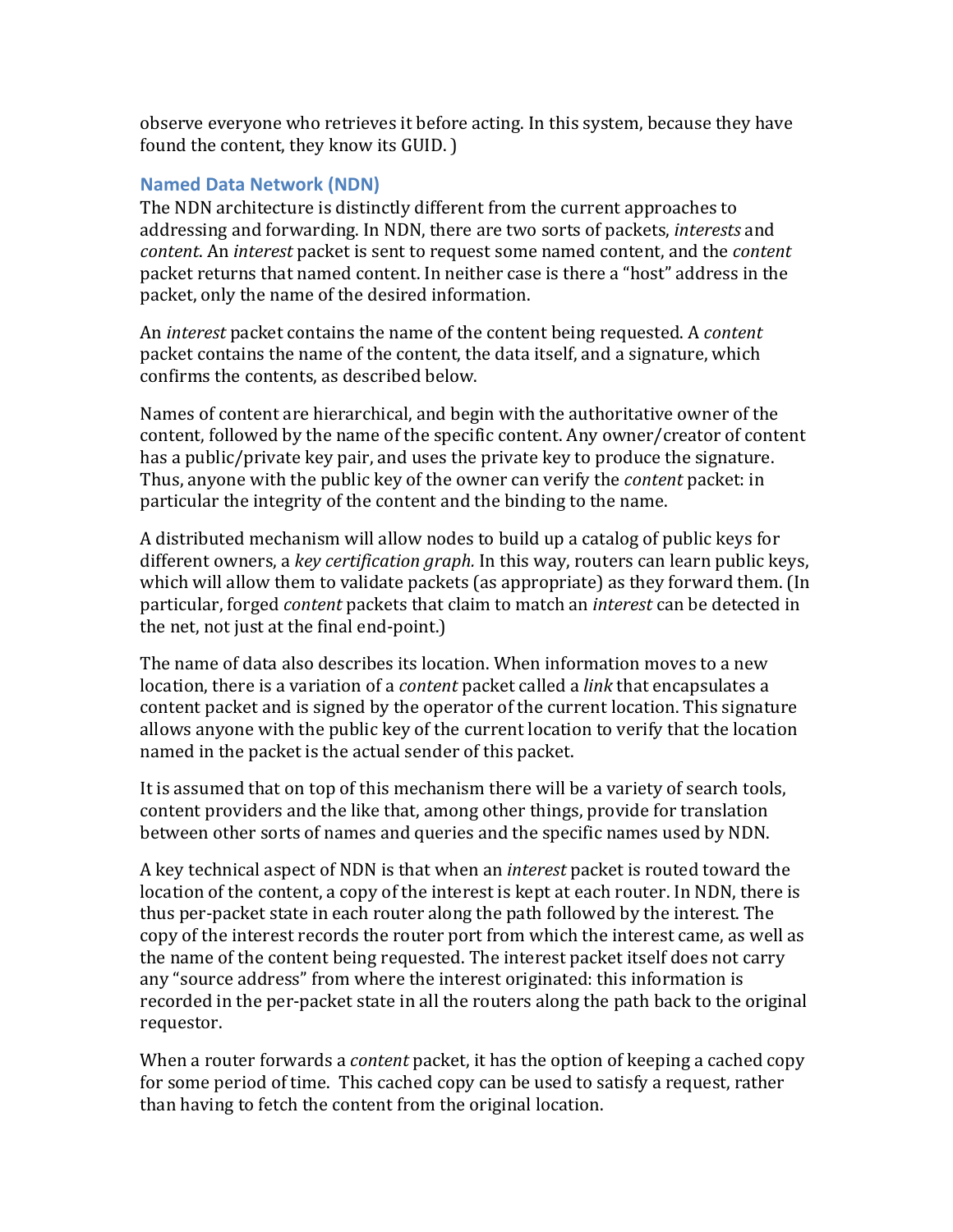observe everyone who retrieves it before acting. In this system, because they have found the content, they know its GUID. )

### Named Data Network (NDN)

The NDN architecture is distinctly different from the current approaches to addressing and forwarding. In NDN, there are two sorts of packets, *interests* and *content*. An *interest* packet is sent to request some named content, and the *content* packet returns that named content. In neither case is there a "host" address in the packet, only the name of the desired information.

An *interest* packet contains the name of the content being requested. A *content* packet contains the name of the content, the data itself, and a signature, which confirms the contents, as described below.

Names of content are hierarchical, and begin with the authoritative owner of the content, followed by the name of the specific content. Any owner/creator of content has a public/private key pair, and uses the private key to produce the signature. Thus, anyone with the public key of the owner can verify the *content* packet: in particular the integrity of the content and the binding to the name.

A distributed mechanism will allow nodes to build up a catalog of public keys for different owners, a *key certification graph.* In this way, routers can learn public keys, which will allow them to validate packets (as appropriate) as they forward them. (In particular, forged *content* packets that claim to match an *interest* can be detected in the net, not just at the final end-point.)

The name of data also describes its location. When information moves to a new location, there is a variation of a *content* packet called a *link* that encapsulates a content packet and is signed by the operator of the current location. This signature allows anyone with the public key of the current location to verify that the location named in the packet is the actual sender of this packet.

It is assumed that on top of this mechanism there will be a variety of search tools, content providers and the like that, among other things, provide for translation between other sorts of names and queries and the specific names used by NDN.

A key technical aspect of NDN is that when an *interest* packet is routed toward the location of the content, a copy of the interest is kept at each router. In NDN, there is thus per-packet state in each router along the path followed by the interest. The copy of the interest records the router port from which the interest came, as well as the name of the content being requested. The interest packet itself does not carry any "source address" from where the interest originated: this information is recorded in the per-packet state in all the routers along the path back to the original requestor.

When a router forwards a *content* packet, it has the option of keeping a cached copy for some period of time. This cached copy can be used to satisfy a request, rather than having to fetch the content from the original location.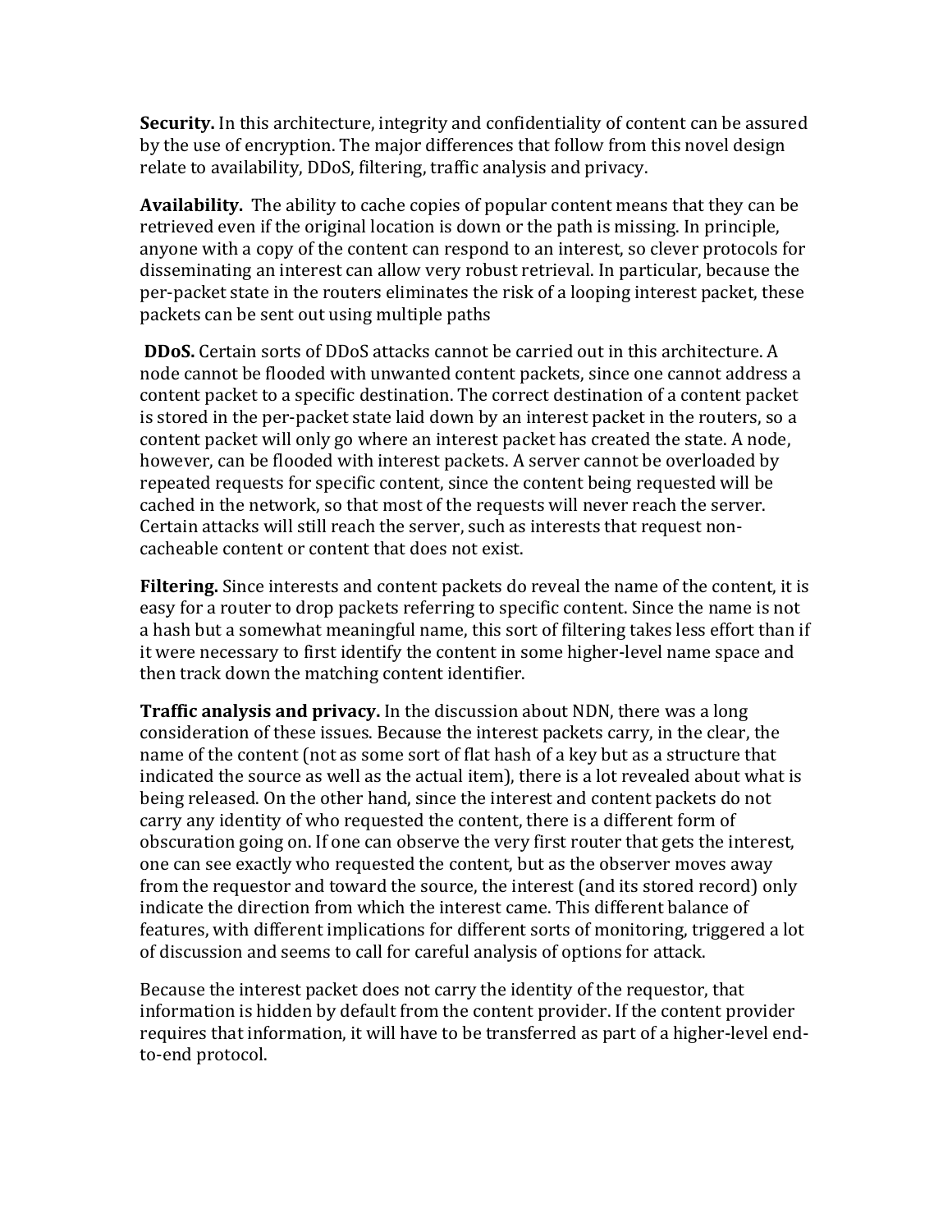**Security.** In this architecture, integrity and confidentiality of content can be assured by the use of encryption. The major differences that follow from this novel design relate to availability, DDoS, filtering, traffic analysis and privacy.

**Availability.** The ability to cache copies of popular content means that they can be retrieved even if the original location is down or the path is missing. In principle, anyone with a copy of the content can respond to an interest, so clever protocols for disseminating an interest can allow very robust retrieval. In particular, because the per-packet state in the routers eliminates the risk of a looping interest packet, these packets can be sent out using multiple paths

**DDoS.** Certain sorts of DDoS attacks cannot be carried out in this architecture. A node cannot be flooded with unwanted content packets, since one cannot address a content packet to a specific destination. The correct destination of a content packet is stored in the per-packet state laid down by an interest packet in the routers, so a content packet will only go where an interest packet has created the state. A node, however, can be flooded with interest packets. A server cannot be overloaded by repeated requests for specific content, since the content being requested will be cached in the network, so that most of the requests will never reach the server. Certain attacks will still reach the server, such as interests that request non-cacheable content or content that does not exist.

**Filtering.** Since interests and content packets do reveal the name of the content, it is easy for a router to drop packets referring to specific content. Since the name is not a hash but a somewhat meaningful name, this sort of filtering takes less effort than if it were necessary to first identify the content in some higher-level name space and then track down the matching content identifier.

**Traffic analysis and privacy.** In the discussion about NDN, there was a long consideration of these issues. Because the interest packets carry, in the clear, the name of the content (not as some sort of flat hash of a key but as a structure that indicated the source as well as the actual item), there is a lot revealed about what is being released. On the other hand, since the interest and content packets do not carry any identity of who requested the content, there is a different form of obscuration going on. If one can observe the very first router that gets the interest, one can see exactly who requested the content, but as the observer moves away from the requestor and toward the source, the interest (and its stored record) only indicate the direction from which the interest came. This different balance of features, with different implications for different sorts of monitoring, triggered a lot of discussion and seems to call for careful analysis of options for attack.

Because the interest packet does not carry the identity of the requestor, that information is hidden by default from the content provider. If the content provider requires that information, it will have to be transferred as part of a higher-level end-to-end protocol.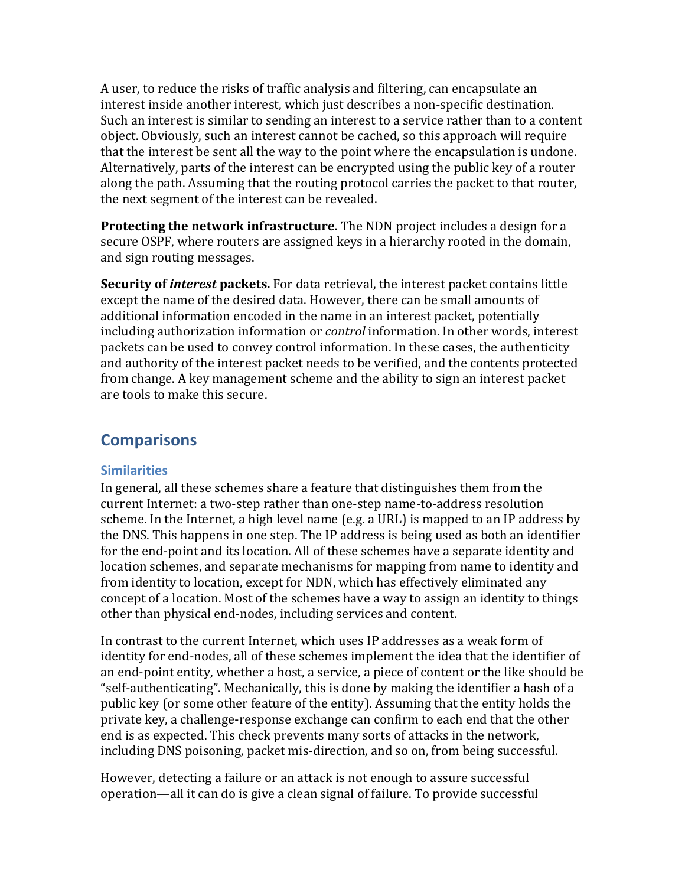A user, to reduce the risks of traffic analysis and filtering, can encapsulate an interest inside another interest, which just describes a non-specific destination. Such an interest is similar to sending an interest to a service rather than to a content object. Obviously, such an interest cannot be cached, so this approach will require that the interest be sent all the way to the point where the encapsulation is undone. Alternatively, parts of the interest can be encrypted using the public key of a router along the path. Assuming that the routing protocol carries the packet to that router, the next segment of the interest can be revealed.

**Protecting the network infrastructure.** The NDN project includes a design for a secure OSPF, where routers are assigned keys in a hierarchy rooted in the domain, and sign routing messages.

**Security of *interest* packets.** For data retrieval, the interest packet contains little except the name of the desired data. However, there can be small amounts of additional information encoded in the name in an interest packet, potentially including authorization information or *control* information. In other words, interest packets can be used to convey control information. In these cases, the authenticity and authority of the interest packet needs to be verified, and the contents protected from change. A key management scheme and the ability to sign an interest packet are tools to make this secure.

## Comparisons

### Similarities

In general, all these schemes share a feature that distinguishes them from the current Internet: a two-step rather than one-step name-to-address resolution scheme. In the Internet, a high level name (e.g. a URL) is mapped to an IP address by the DNS. This happens in one step. The IP address is being used as both an identifier for the end-point and its location. All of these schemes have a separate identity and location schemes, and separate mechanisms for mapping from name to identity and from identity to location, except for NDN, which has effectively eliminated any concept of a location. Most of the schemes have a way to assign an identity to things other than physical end-nodes, including services and content.

In contrast to the current Internet, which uses IP addresses as a weak form of identity for end-nodes, all of these schemes implement the idea that the identifier of an end-point entity, whether a host, a service, a piece of content or the like should be "self-authenticating". Mechanically, this is done by making the identifier a hash of a public key (or some other feature of the entity). Assuming that the entity holds the private key, a challenge-response exchange can confirm to each end that the other end is as expected. This check prevents many sorts of attacks in the network, including DNS poisoning, packet mis-direction, and so on, from being successful.

However, detecting a failure or an attack is not enough to assure successful operation—all it can do is give a clean signal of failure. To provide successful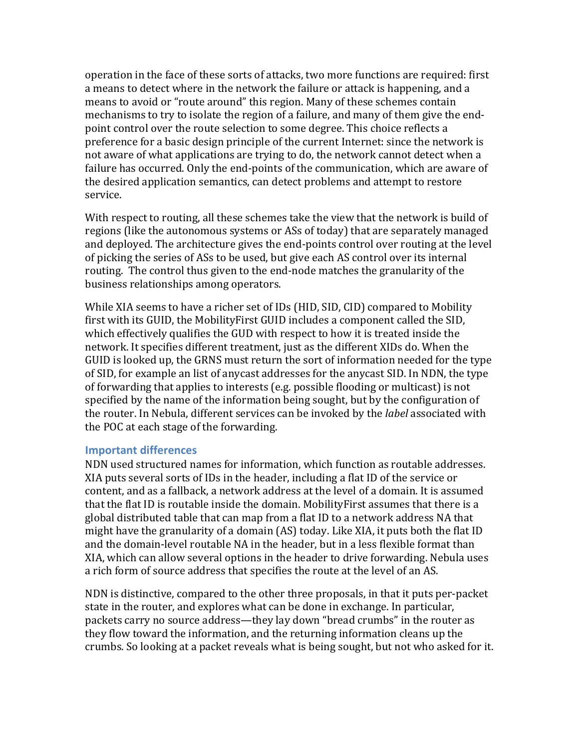operation in the face of these sorts of attacks, two more functions are required: first a means to detect where in the network the failure or attack is happening, and a means to avoid or "route around" this region. Many of these schemes contain mechanisms to try to isolate the region of a failure, and many of them give the end-point control over the route selection to some degree. This choice reflects a preference for a basic design principle of the current Internet: since the network is not aware of what applications are trying to do, the network cannot detect when a failure has occurred. Only the end-points of the communication, which are aware of the desired application semantics, can detect problems and attempt to restore service.

With respect to routing, all these schemes take the view that the network is build of regions (like the autonomous systems or ASs of today) that are separately managed and deployed. The architecture gives the end-points control over routing at the level of picking the series of ASs to be used, but give each AS control over its internal routing. The control thus given to the end-node matches the granularity of the business relationships among operators.

While XIA seems to have a richer set of IDs (HID, SID, CID) compared to Mobility first with its GUID, the MobilityFirst GUID includes a component called the SID, which effectively qualifies the GUD with respect to how it is treated inside the network. It specifies different treatment, just as the different XIDs do. When the GUID is looked up, the GRNS must return the sort of information needed for the type of SID, for example an list of anycast addresses for the anycast SID. In NDN, the type of forwarding that applies to interests (e.g. possible flooding or multicast) is not specified by the name of the information being sought, but by the configuration of the router. In Nebula, different services can be invoked by the *label* associated with the POC at each stage of the forwarding.

### Important differences

NDN used structured names for information, which function as routable addresses. XIA puts several sorts of IDs in the header, including a flat ID of the service or content, and as a fallback, a network address at the level of a domain. It is assumed that the flat ID is routable inside the domain. MobilityFirst assumes that there is a global distributed table that can map from a flat ID to a network address NA that might have the granularity of a domain (AS) today. Like XIA, it puts both the flat ID and the domain-level routable NA in the header, but in a less flexible format than XIA, which can allow several options in the header to drive forwarding. Nebula uses a rich form of source address that specifies the route at the level of an AS.

NDN is distinctive, compared to the other three proposals, in that it puts per-packet state in the router, and explores what can be done in exchange. In particular, packets carry no source address—they lay down "bread crumbs" in the router as they flow toward the information, and the returning information cleans up the crumbs. So looking at a packet reveals what is being sought, but not who asked for it.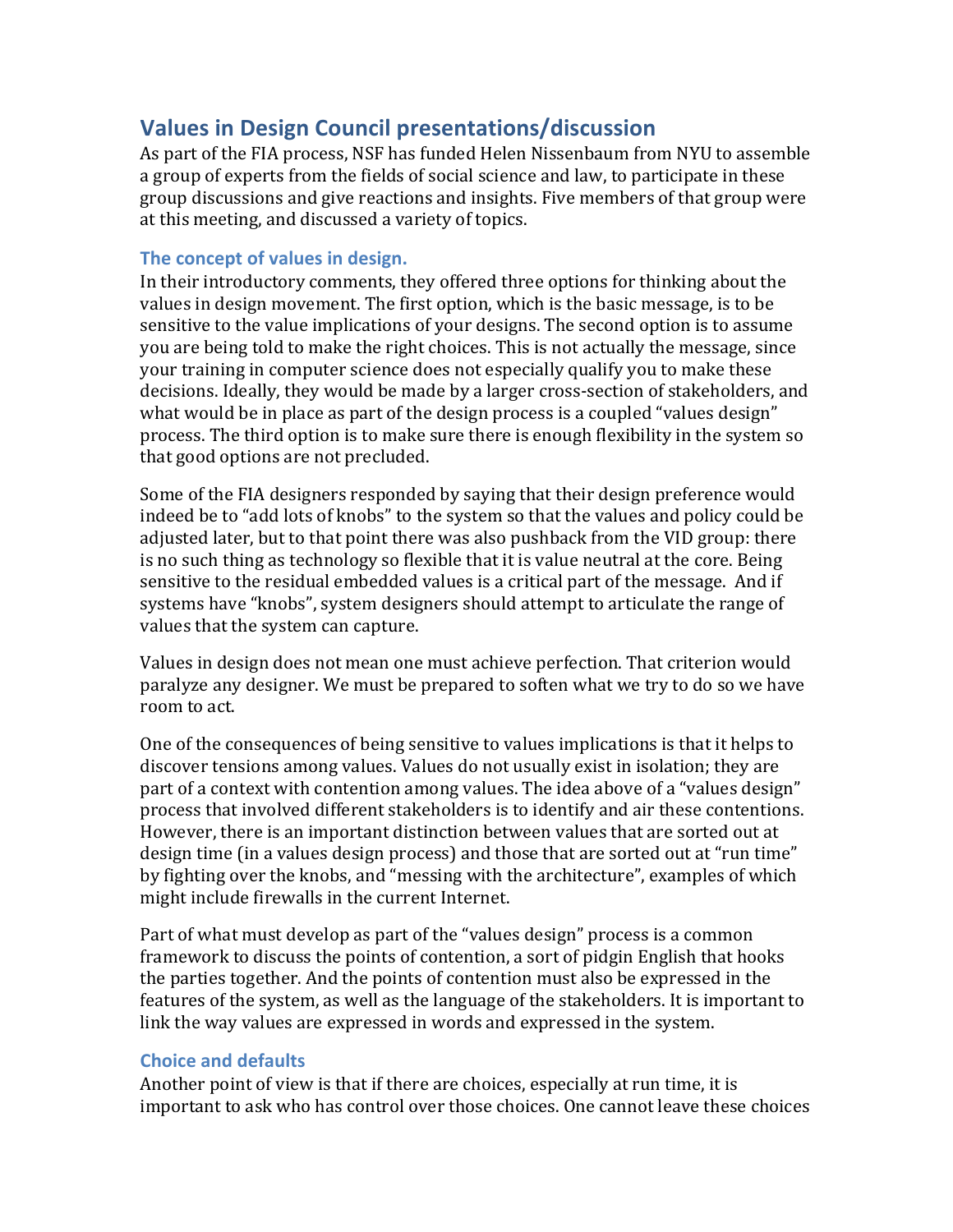## Values in Design Council presentations/discussion

As part of the FIA process, NSF has funded Helen Nissenbaum from NYU to assemble a group of experts from the fields of social science and law, to participate in these group discussions and give reactions and insights. Five members of that group were at this meeting, and discussed a variety of topics.

### The concept of values in design.

In their introductory comments, they offered three options for thinking about the values in design movement. The first option, which is the basic message, is to be sensitive to the value implications of your designs. The second option is to assume you are being told to make the right choices. This is not actually the message, since your training in computer science does not especially qualify you to make these decisions. Ideally, they would be made by a larger cross-section of stakeholders, and what would be in place as part of the design process is a coupled "values design" process. The third option is to make sure there is enough flexibility in the system so that good options are not precluded.

Some of the FIA designers responded by saying that their design preference would indeed be to "add lots of knobs" to the system so that the values and policy could be adjusted later, but to that point there was also pushback from the VID group: there is no such thing as technology so flexible that it is value neutral at the core. Being sensitive to the residual embedded values is a critical part of the message. And if systems have "knobs", system designers should attempt to articulate the range of values that the system can capture.

Values in design does not mean one must achieve perfection. That criterion would paralyze any designer. We must be prepared to soften what we try to do so we have room to act.

One of the consequences of being sensitive to values implications is that it helps to discover tensions among values. Values do not usually exist in isolation; they are part of a context with contention among values. The idea above of a "values design" process that involved different stakeholders is to identify and air these contentions. However, there is an important distinction between values that are sorted out at design time (in a values design process) and those that are sorted out at "run time" by fighting over the knobs, and "messing with the architecture", examples of which might include firewalls in the current Internet.

Part of what must develop as part of the "values design" process is a common framework to discuss the points of contention, a sort of pidgin English that hooks the parties together. And the points of contention must also be expressed in the features of the system, as well as the language of the stakeholders. It is important to link the way values are expressed in words and expressed in the system.

### Choice and defaults

Another point of view is that if there are choices, especially at run time, it is important to ask who has control over those choices. One cannot leave these choices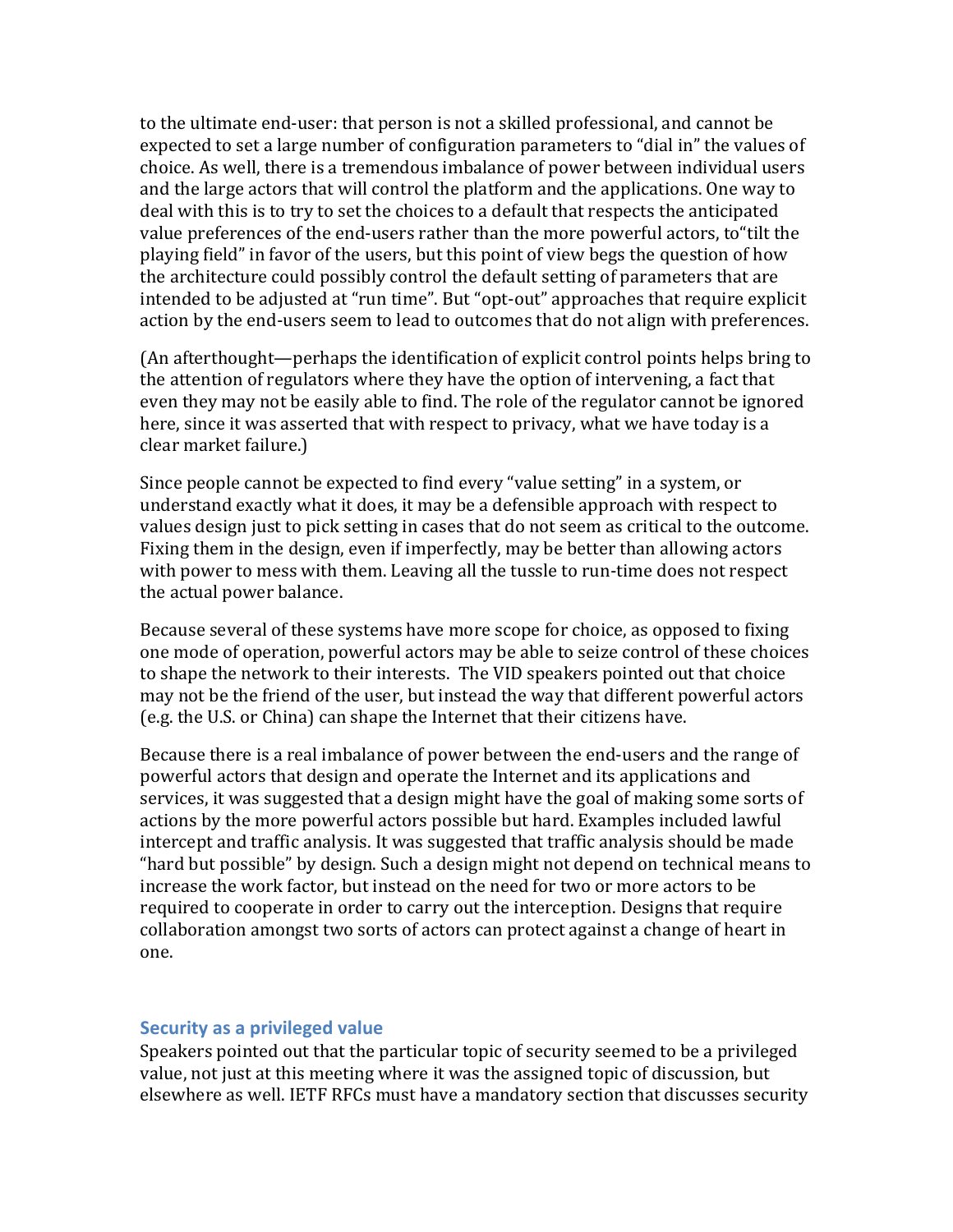to the ultimate end-user: that person is not a skilled professional, and cannot be expected to set a large number of configuration parameters to "dial in" the values of choice. As well, there is a tremendous imbalance of power between individual users and the large actors that will control the platform and the applications. One way to deal with this is to try to set the choices to a default that respects the anticipated value preferences of the end-users rather than the more powerful actors, to"tilt the playing field" in favor of the users, but this point of view begs the question of how the architecture could possibly control the default setting of parameters that are intended to be adjusted at "run time". But "opt-out" approaches that require explicit action by the end-users seem to lead to outcomes that do not align with preferences.

(An afterthought—perhaps the identification of explicit control points helps bring to the attention of regulators where they have the option of intervening, a fact that even they may not be easily able to find. The role of the regulator cannot be ignored here, since it was asserted that with respect to privacy, what we have today is a clear market failure.)

Since people cannot be expected to find every "value setting" in a system, or understand exactly what it does, it may be a defensible approach with respect to values design just to pick setting in cases that do not seem as critical to the outcome. Fixing them in the design, even if imperfectly, may be better than allowing actors with power to mess with them. Leaving all the tussle to run-time does not respect the actual power balance.

Because several of these systems have more scope for choice, as opposed to fixing one mode of operation, powerful actors may be able to seize control of these choices to shape the network to their interests. The VID speakers pointed out that choice may not be the friend of the user, but instead the way that different powerful actors (e.g. the U.S. or China) can shape the Internet that their citizens have.

Because there is a real imbalance of power between the end-users and the range of powerful actors that design and operate the Internet and its applications and services, it was suggested that a design might have the goal of making some sorts of actions by the more powerful actors possible but hard. Examples included lawful intercept and traffic analysis. It was suggested that traffic analysis should be made "hard but possible" by design. Such a design might not depend on technical means to increase the work factor, but instead on the need for two or more actors to be required to cooperate in order to carry out the interception. Designs that require collaboration amongst two sorts of actors can protect against a change of heart in one.

## Security as a privileged value

Speakers pointed out that the particular topic of security seemed to be a privileged value, not just at this meeting where it was the assigned topic of discussion, but elsewhere as well. IETF RFCs must have a mandatory section that discusses security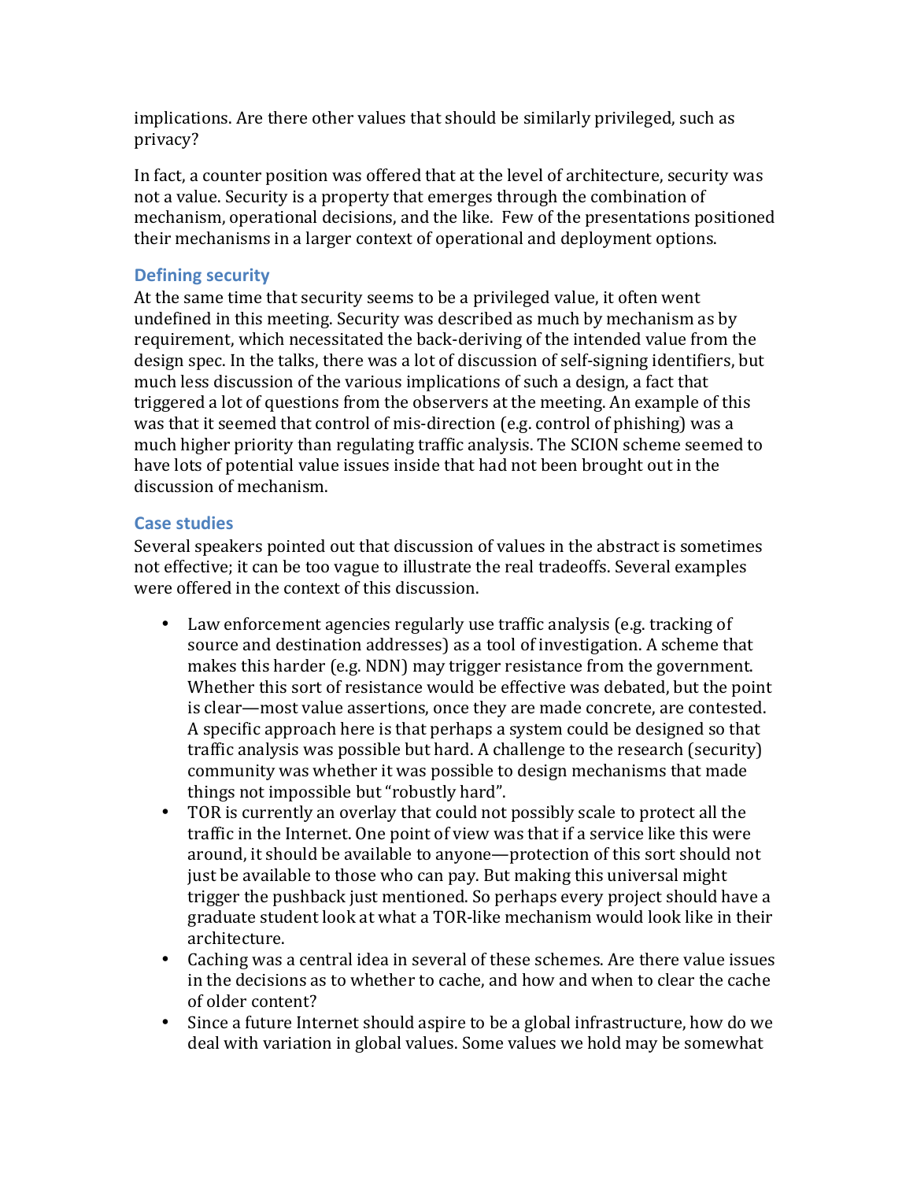implications. Are there other values that should be similarly privileged, such as privacy?

In fact, a counter position was offered that at the level of architecture, security was not a value. Security is a property that emerges through the combination of mechanism, operational decisions, and the like. Few of the presentations positioned their mechanisms in a larger context of operational and deployment options.

### Defining security

At the same time that security seems to be a privileged value, it often went undefined in this meeting. Security was described as much by mechanism as by requirement, which necessitated the back-deriving of the intended value from the design spec. In the talks, there was a lot of discussion of self-signing identifiers, but much less discussion of the various implications of such a design, a fact that triggered a lot of questions from the observers at the meeting. An example of this was that it seemed that control of mis-direction (e.g. control of phishing) was a much higher priority than regulating traffic analysis. The SCION scheme seemed to have lots of potential value issues inside that had not been brought out in the discussion of mechanism.

### Case studies

Several speakers pointed out that discussion of values in the abstract is sometimes not effective; it can be too vague to illustrate the real tradeoffs. Several examples were offered in the context of this discussion.

- Law enforcement agencies regularly use traffic analysis (e.g. tracking of source and destination addresses) as a tool of investigation. A scheme that makes this harder (e.g. NDN) may trigger resistance from the government. Whether this sort of resistance would be effective was debated, but the point is clear—most value assertions, once they are made concrete, are contested. A specific approach here is that perhaps a system could be designed so that traffic analysis was possible but hard. A challenge to the research (security) community was whether it was possible to design mechanisms that made things not impossible but "robustly hard".
- TOR is currently an overlay that could not possibly scale to protect all the traffic in the Internet. One point of view was that if a service like this were around, it should be available to anyone—protection of this sort should not just be available to those who can pay. But making this universal might trigger the pushback just mentioned. So perhaps every project should have a graduate student look at what a TOR-like mechanism would look like in their architecture.
- Caching was a central idea in several of these schemes. Are there value issues in the decisions as to whether to cache, and how and when to clear the cache of older content?
- Since a future Internet should aspire to be a global infrastructure, how do we deal with variation in global values. Some values we hold may be somewhat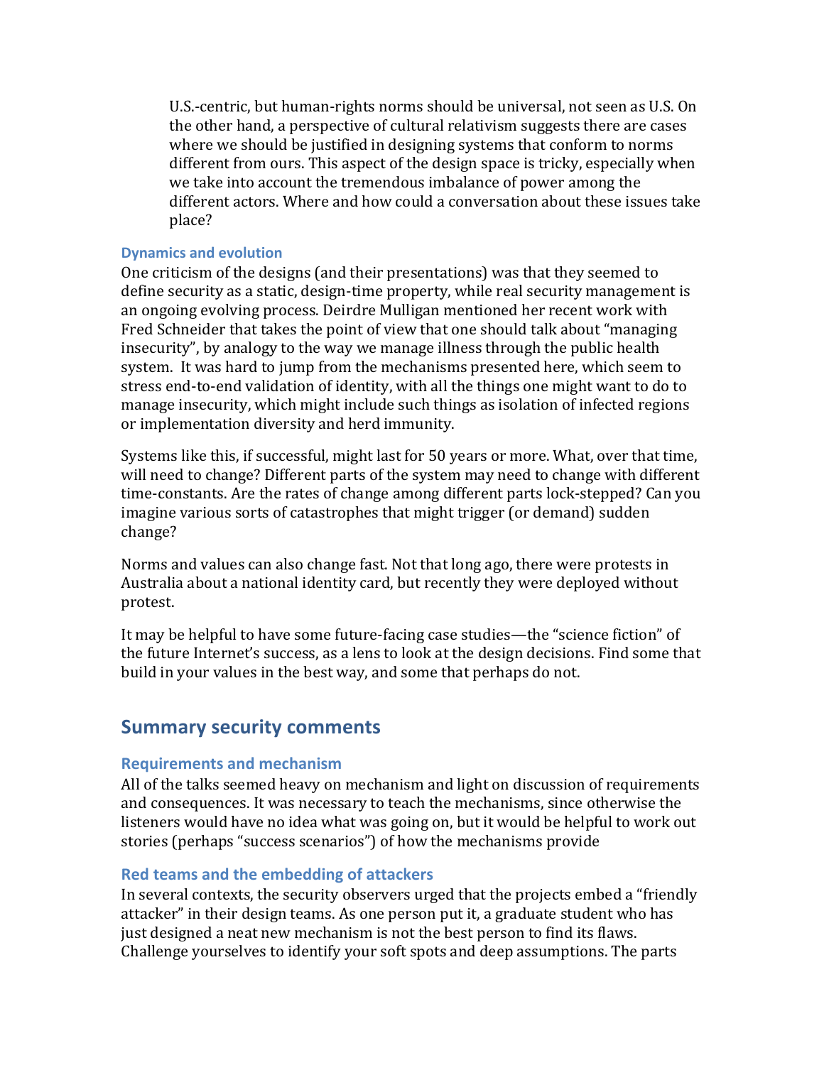U.S.-centric, but human-rights norms should be universal, not seen as U.S. On the other hand, a perspective of cultural relativism suggests there are cases where we should be justified in designing systems that conform to norms different from ours. This aspect of the design space is tricky, especially when we take into account the tremendous imbalance of power among the different actors. Where and how could a conversation about these issues take place?

### Dynamics and evolution

One criticism of the designs (and their presentations) was that they seemed to define security as a static, design-time property, while real security management is an ongoing evolving process. Deirdre Mulligan mentioned her recent work with Fred Schneider that takes the point of view that one should talk about "managing insecurity", by analogy to the way we manage illness through the public health system. It was hard to jump from the mechanisms presented here, which seem to stress end-to-end validation of identity, with all the things one might want to do to manage insecurity, which might include such things as isolation of infected regions or implementation diversity and herd immunity.

Systems like this, if successful, might last for 50 years or more. What, over that time, will need to change? Different parts of the system may need to change with different time-constants. Are the rates of change among different parts lock-stepped? Can you imagine various sorts of catastrophes that might trigger (or demand) sudden change?

Norms and values can also change fast. Not that long ago, there were protests in Australia about a national identity card, but recently they were deployed without protest.

It may be helpful to have some future-facing case studies—the "science fiction" of the future Internet's success, as a lens to look at the design decisions. Find some that build in your values in the best way, and some that perhaps do not.

## Summary security comments

### Requirements and mechanism

All of the talks seemed heavy on mechanism and light on discussion of requirements and consequences. It was necessary to teach the mechanisms, since otherwise the listeners would have no idea what was going on, but it would be helpful to work out stories (perhaps "success scenarios") of how the mechanisms provide

### Red teams and the embedding of attackers

In several contexts, the security observers urged that the projects embed a "friendly attacker" in their design teams. As one person put it, a graduate student who has just designed a neat new mechanism is not the best person to find its flaws. Challenge yourselves to identify your soft spots and deep assumptions. The parts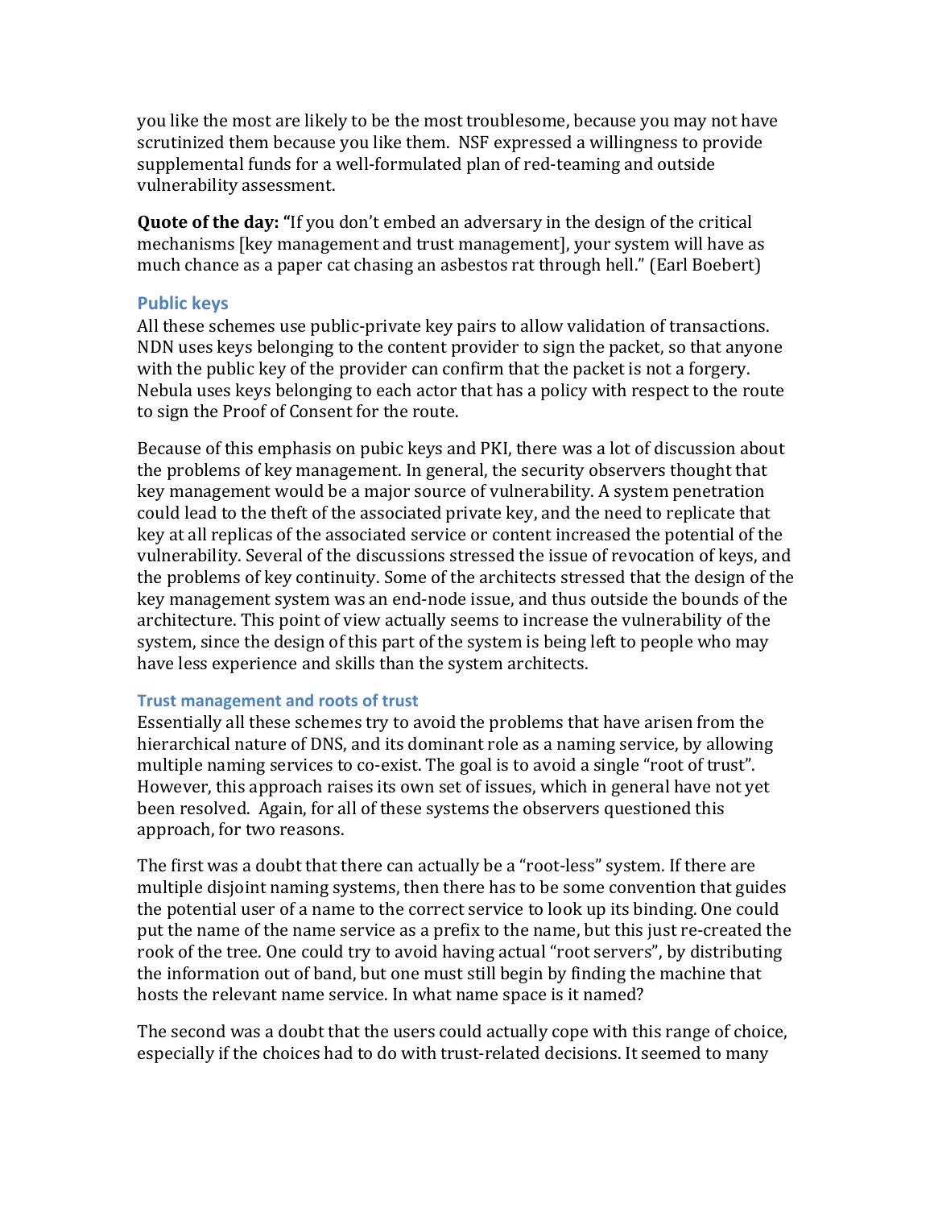you like the most are likely to be the most troublesome, because you may not have scrutinized them because you like them. NSF expressed a willingness to provide supplemental funds for a well-formulated plan of red-teaming and outside vulnerability assessment.

**Quote of the day:** "If you don't embed an adversary in the design of the critical mechanisms [key management and trust management], your system will have as much chance as a paper cat chasing an asbestos rat through hell." (Earl Boebert)

## Public keys

All these schemes use public-private key pairs to allow validation of transactions. NDN uses keys belonging to the content provider to sign the packet, so that anyone with the public key of the provider can confirm that the packet is not a forgery. Nebula uses keys belonging to each actor that has a policy with respect to the route to sign the Proof of Consent for the route.

Because of this emphasis on pubic keys and PKI, there was a lot of discussion about the problems of key management. In general, the security observers thought that key management would be a major source of vulnerability. A system penetration could lead to the theft of the associated private key, and the need to replicate that key at all replicas of the associated service or content increased the potential of the vulnerability. Several of the discussions stressed the issue of revocation of keys, and the problems of key continuity. Some of the architects stressed that the design of the key management system was an end-node issue, and thus outside the bounds of the architecture. This point of view actually seems to increase the vulnerability of the system, since the design of this part of the system is being left to people who may have less experience and skills than the system architects.

### Trust management and roots of trust

Essentially all these schemes try to avoid the problems that have arisen from the hierarchical nature of DNS, and its dominant role as a naming service, by allowing multiple naming services to co-exist. The goal is to avoid a single "root of trust". However, this approach raises its own set of issues, which in general have not yet been resolved. Again, for all of these systems the observers questioned this approach, for two reasons.

The first was a doubt that there can actually be a "root-less" system. If there are multiple disjoint naming systems, then there has to be some convention that guides the potential user of a name to the correct service to look up its binding. One could put the name of the name service as a prefix to the name, but this just re-created the rook of the tree. One could try to avoid having actual "root servers", by distributing the information out of band, but one must still begin by finding the machine that hosts the relevant name service. In what name space is it named?

The second was a doubt that the users could actually cope with this range of choice, especially if the choices had to do with trust-related decisions. It seemed to many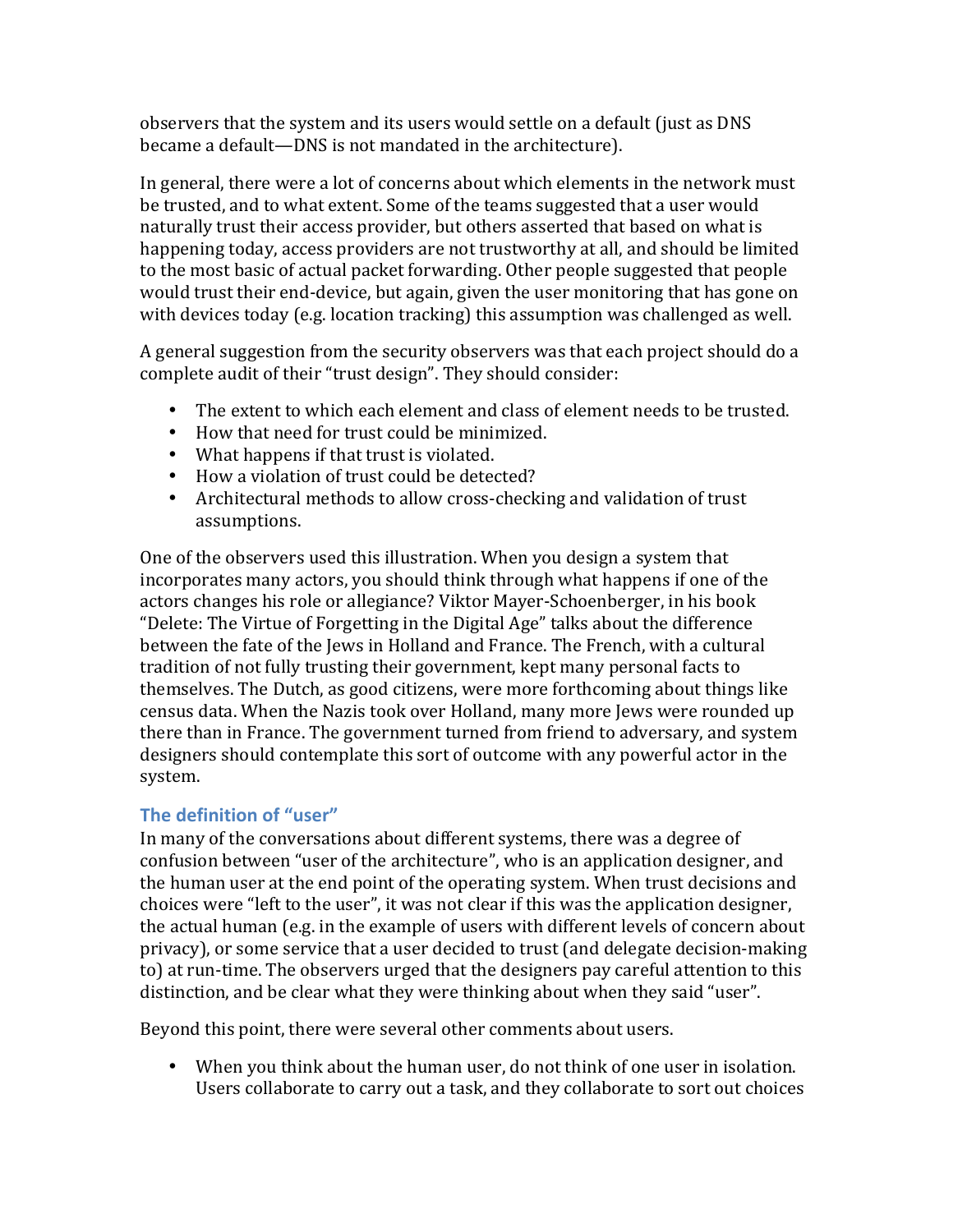observers that the system and its users would settle on a default (just as DNS became a default—DNS is not mandated in the architecture).

In general, there were a lot of concerns about which elements in the network must be trusted, and to what extent. Some of the teams suggested that a user would naturally trust their access provider, but others asserted that based on what is happening today, access providers are not trustworthy at all, and should be limited to the most basic of actual packet forwarding. Other people suggested that people would trust their end-device, but again, given the user monitoring that has gone on with devices today (e.g. location tracking) this assumption was challenged as well.

A general suggestion from the security observers was that each project should do a complete audit of their "trust design". They should consider:

- The extent to which each element and class of element needs to be trusted.
- How that need for trust could be minimized.
- What happens if that trust is violated.
- How a violation of trust could be detected?
- Architectural methods to allow cross-checking and validation of trust assumptions.

One of the observers used this illustration. When you design a system that incorporates many actors, you should think through what happens if one of the actors changes his role or allegiance? Viktor Mayer-Schoenberger, in his book "Delete: The Virtue of Forgetting in the Digital Age" talks about the difference between the fate of the Jews in Holland and France. The French, with a cultural tradition of not fully trusting their government, kept many personal facts to themselves. The Dutch, as good citizens, were more forthcoming about things like census data. When the Nazis took over Holland, many more Jews were rounded up there than in France. The government turned from friend to adversary, and system designers should contemplate this sort of outcome with any powerful actor in the system.

### The definition of "user"

In many of the conversations about different systems, there was a degree of confusion between "user of the architecture", who is an application designer, and the human user at the end point of the operating system. When trust decisions and choices were "left to the user", it was not clear if this was the application designer, the actual human (e.g. in the example of users with different levels of concern about privacy), or some service that a user decided to trust (and delegate decision-making to) at run-time. The observers urged that the designers pay careful attention to this distinction, and be clear what they were thinking about when they said "user".

Beyond this point, there were several other comments about users.

- When you think about the human user, do not think of one user in isolation. Users collaborate to carry out a task, and they collaborate to sort out choices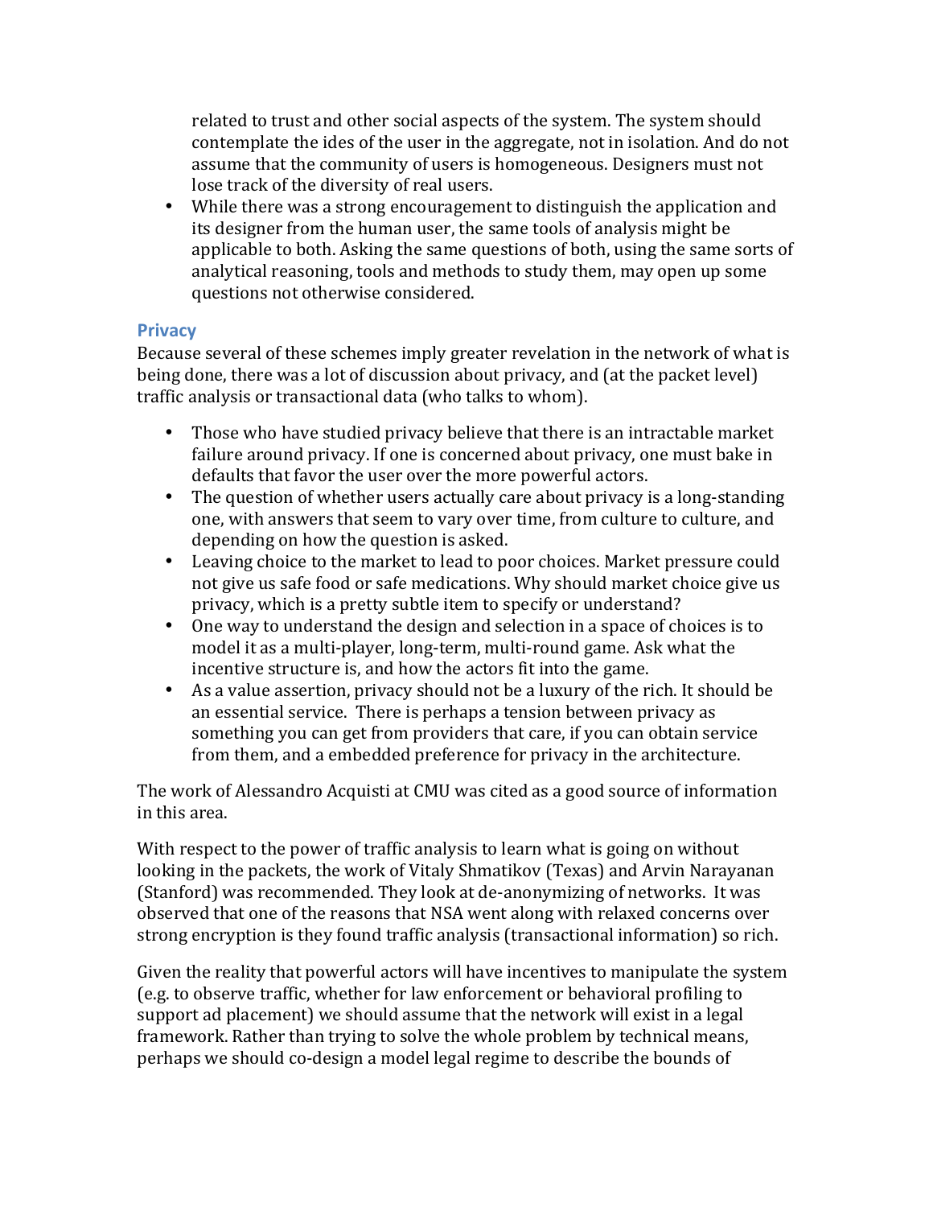related to trust and other social aspects of the system. The system should contemplate the ides of the user in the aggregate, not in isolation. And do not assume that the community of users is homogeneous. Designers must not lose track of the diversity of real users.

- While there was a strong encouragement to distinguish the application and its designer from the human user, the same tools of analysis might be applicable to both. Asking the same questions of both, using the same sorts of analytical reasoning, tools and methods to study them, may open up some questions not otherwise considered.

### Privacy

Because several of these schemes imply greater revelation in the network of what is being done, there was a lot of discussion about privacy, and (at the packet level) traffic analysis or transactional data (who talks to whom).

- Those who have studied privacy believe that there is an intractable market failure around privacy. If one is concerned about privacy, one must bake in defaults that favor the user over the more powerful actors.
- The question of whether users actually care about privacy is a long-standing one, with answers that seem to vary over time, from culture to culture, and depending on how the question is asked.
- Leaving choice to the market to lead to poor choices. Market pressure could not give us safe food or safe medications. Why should market choice give us privacy, which is a pretty subtle item to specify or understand?
- One way to understand the design and selection in a space of choices is to model it as a multi-player, long-term, multi-round game. Ask what the incentive structure is, and how the actors fit into the game.
- As a value assertion, privacy should not be a luxury of the rich. It should be an essential service. There is perhaps a tension between privacy as something you can get from providers that care, if you can obtain service from them, and a embedded preference for privacy in the architecture.

The work of Alessandro Acquisti at CMU was cited as a good source of information in this area.

With respect to the power of traffic analysis to learn what is going on without looking in the packets, the work of Vitaly Shmatikov (Texas) and Arvin Narayanan (Stanford) was recommended. They look at de-anonymizing of networks. It was observed that one of the reasons that NSA went along with relaxed concerns over strong encryption is they found traffic analysis (transactional information) so rich.

Given the reality that powerful actors will have incentives to manipulate the system (e.g. to observe traffic, whether for law enforcement or behavioral profiling to support ad placement) we should assume that the network will exist in a legal framework. Rather than trying to solve the whole problem by technical means, perhaps we should co-design a model legal regime to describe the bounds of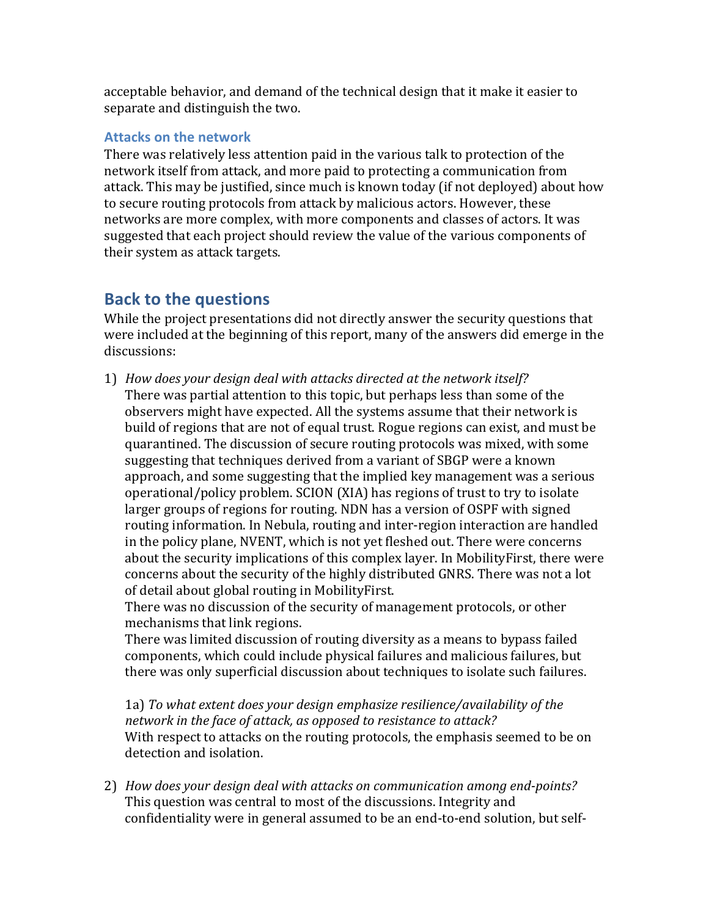acceptable behavior, and demand of the technical design that it make it easier to separate and distinguish the two.

### Attacks on the network

There was relatively less attention paid in the various talk to protection of the network itself from attack, and more paid to protecting a communication from attack. This may be justified, since much is known today (if not deployed) about how to secure routing protocols from attack by malicious actors. However, these networks are more complex, with more components and classes of actors. It was suggested that each project should review the value of the various components of their system as attack targets.

## Back to the questions

While the project presentations did not directly answer the security questions that were included at the beginning of this report, many of the answers did emerge in the discussions:

1) *How does your design deal with attacks directed at the network itself?*
   There was partial attention to this topic, but perhaps less than some of the observers might have expected. All the systems assume that their network is build of regions that are not of equal trust. Rogue regions can exist, and must be quarantined. The discussion of secure routing protocols was mixed, with some suggesting that techniques derived from a variant of SBGP were a known approach, and some suggesting that the implied key management was a serious operational/policy problem. SCION (XIA) has regions of trust to try to isolate larger groups of regions for routing. NDN has a version of OSPF with signed routing information. In Nebula, routing and inter-region interaction are handled in the policy plane, NVENT, which is not yet fleshed out. There were concerns about the security implications of this complex layer. In MobilityFirst, there were concerns about the security of the highly distributed GNRS. There was not a lot of detail about global routing in MobilityFirst.
   There was no discussion of the security of management protocols, or other mechanisms that link regions.
   There was limited discussion of routing diversity as a means to bypass failed components, which could include physical failures and malicious failures, but there was only superficial discussion about techniques to isolate such failures.

   1a) *To what extent does your design emphasize resilience/availability of the network in the face of attack, as opposed to resistance to attack?*
   With respect to attacks on the routing protocols, the emphasis seemed to be on detection and isolation.

2) *How does your design deal with attacks on communication among end-points?*
   This question was central to most of the discussions. Integrity and confidentiality were in general assumed to be an end-to-end solution, but self-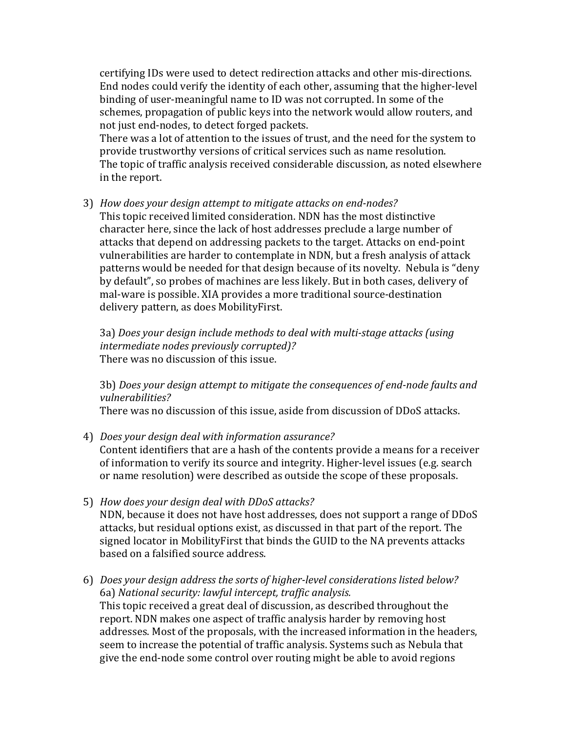certifying IDs were used to detect redirection attacks and other mis-directions. End nodes could verify the identity of each other, assuming that the higher-level binding of user-meaningful name to ID was not corrupted. In some of the schemes, propagation of public keys into the network would allow routers, and not just end-nodes, to detect forged packets.
There was a lot of attention to the issues of trust, and the need for the system to provide trustworthy versions of critical services such as name resolution.
The topic of traffic analysis received considerable discussion, as noted elsewhere in the report.

3) *How does your design attempt to mitigate attacks on end-nodes?*
   This topic received limited consideration. NDN has the most distinctive character here, since the lack of host addresses preclude a large number of attacks that depend on addressing packets to the target. Attacks on end-point vulnerabilities are harder to contemplate in NDN, but a fresh analysis of attack patterns would be needed for that design because of its novelty. Nebula is "deny by default", so probes of machines are less likely. But in both cases, delivery of mal-ware is possible. XIA provides a more traditional source-destination delivery pattern, as does MobilityFirst.

   3a) *Does your design include methods to deal with multi-stage attacks (using intermediate nodes previously corrupted)?*
   There was no discussion of this issue.

   3b) *Does your design attempt to mitigate the consequences of end-node faults and vulnerabilities?*
   There was no discussion of this issue, aside from discussion of DDoS attacks.

4) *Does your design deal with information assurance?*
   Content identifiers that are a hash of the contents provide a means for a receiver of information to verify its source and integrity. Higher-level issues (e.g. search or name resolution) were described as outside the scope of these proposals.

5) *How does your design deal with DDoS attacks?*
   NDN, because it does not have host addresses, does not support a range of DDoS attacks, but residual options exist, as discussed in that part of the report. The signed locator in MobilityFirst that binds the GUID to the NA prevents attacks based on a falsified source address.

6) *Does your design address the sorts of higher-level considerations listed below?*
   6a) *National security: lawful intercept, traffic analysis.*
   This topic received a great deal of discussion, as described throughout the report. NDN makes one aspect of traffic analysis harder by removing host addresses. Most of the proposals, with the increased information in the headers, seem to increase the potential of traffic analysis. Systems such as Nebula that give the end-node some control over routing might be able to avoid regions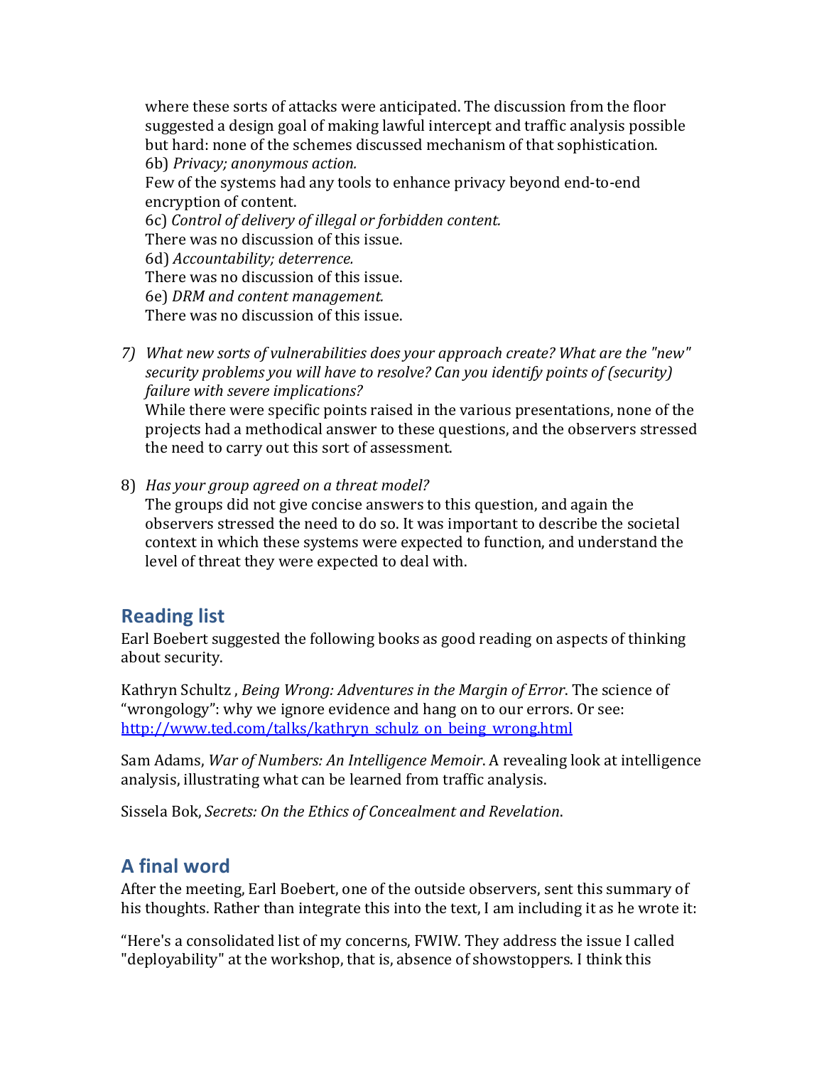where these sorts of attacks were anticipated. The discussion from the floor suggested a design goal of making lawful intercept and traffic analysis possible but hard: none of the schemes discussed mechanism of that sophistication.

6b) *Privacy; anonymous action.*

Few of the systems had any tools to enhance privacy beyond end-to-end encryption of content.

6c) *Control of delivery of illegal or forbidden content.*

There was no discussion of this issue.

6d) *Accountability; deterrence.*

There was no discussion of this issue.

6e) *DRM and content management.*

There was no discussion of this issue.

7) *What new sorts of vulnerabilities does your approach create? What are the "new" security problems you will have to resolve? Can you identify points of (security) failure with severe implications?*

   While there were specific points raised in the various presentations, none of the projects had a methodical answer to these questions, and the observers stressed the need to carry out this sort of assessment.

8) *Has your group agreed on a threat model?*

   The groups did not give concise answers to this question, and again the observers stressed the need to do so. It was important to describe the societal context in which these systems were expected to function, and understand the level of threat they were expected to deal with.

## Reading list

Earl Boebert suggested the following books as good reading on aspects of thinking about security.

Kathryn Schultz , *Being Wrong: Adventures in the Margin of Error*. The science of "wrongology": why we ignore evidence and hang on to our errors. Or see: http://www.ted.com/talks/kathryn_schulz_on_being_wrong.html

Sam Adams, *War of Numbers: An Intelligence Memoir*. A revealing look at intelligence analysis, illustrating what can be learned from traffic analysis.

Sissela Bok, *Secrets: On the Ethics of Concealment and Revelation*.

## A final word

After the meeting, Earl Boebert, one of the outside observers, sent this summary of his thoughts. Rather than integrate this into the text, I am including it as he wrote it:

"Here's a consolidated list of my concerns, FWIW. They address the issue I called "deployability" at the workshop, that is, absence of showstoppers. I think this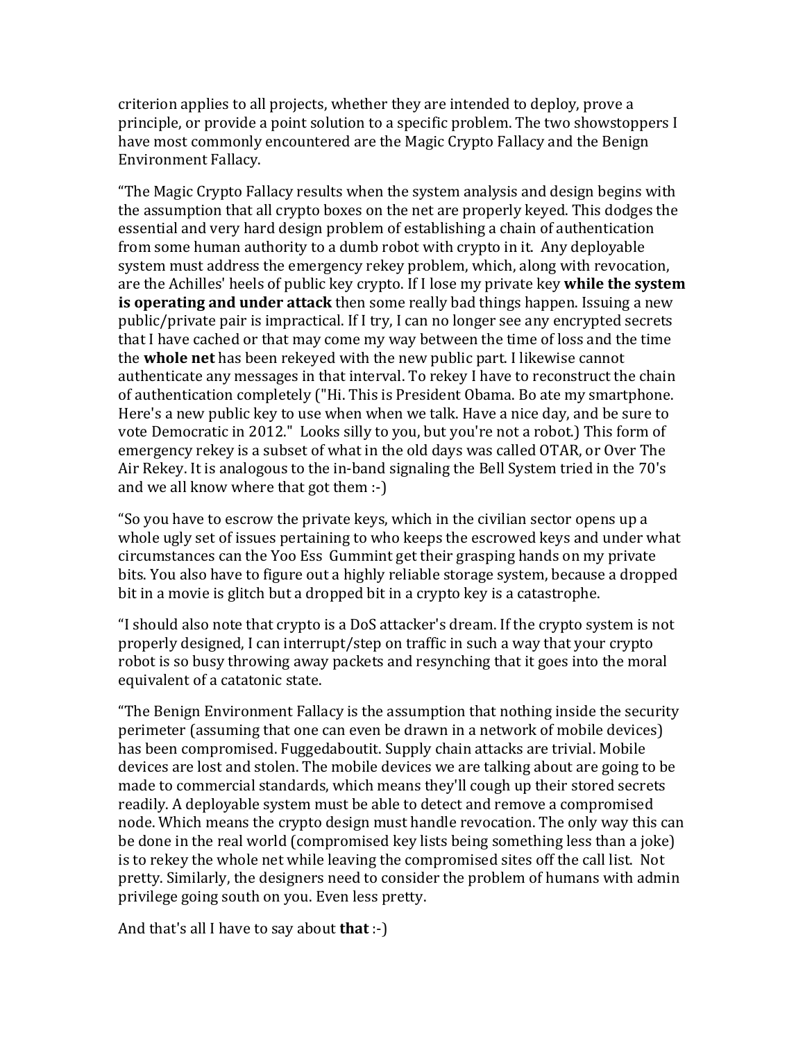criterion applies to all projects, whether they are intended to deploy, prove a principle, or provide a point solution to a specific problem. The two showstoppers I have most commonly encountered are the Magic Crypto Fallacy and the Benign Environment Fallacy.

“The Magic Crypto Fallacy results when the system analysis and design begins with the assumption that all crypto boxes on the net are properly keyed. This dodges the essential and very hard design problem of establishing a chain of authentication from some human authority to a dumb robot with crypto in it. Any deployable system must address the emergency rekey problem, which, along with revocation, are the Achilles' heels of public key crypto. If I lose my private key **while the system is operating and under attack** then some really bad things happen. Issuing a new public/private pair is impractical. If I try, I can no longer see any encrypted secrets that I have cached or that may come my way between the time of loss and the time the **whole net** has been rekeyed with the new public part. I likewise cannot authenticate any messages in that interval. To rekey I have to reconstruct the chain of authentication completely ("Hi. This is President Obama. Bo ate my smartphone. Here's a new public key to use when when we talk. Have a nice day, and be sure to vote Democratic in 2012." Looks silly to you, but you're not a robot.) This form of emergency rekey is a subset of what in the old days was called OTAR, or Over The Air Rekey. It is analogous to the in-band signaling the Bell System tried in the 70's and we all know where that got them :-)

“So you have to escrow the private keys, which in the civilian sector opens up a whole ugly set of issues pertaining to who keeps the escrowed keys and under what circumstances can the Yoo Ess Gummint get their grasping hands on my private bits. You also have to figure out a highly reliable storage system, because a dropped bit in a movie is glitch but a dropped bit in a crypto key is a catastrophe.

“I should also note that crypto is a DoS attacker's dream. If the crypto system is not properly designed, I can interrupt/step on traffic in such a way that your crypto robot is so busy throwing away packets and resynching that it goes into the moral equivalent of a catatonic state.

“The Benign Environment Fallacy is the assumption that nothing inside the security perimeter (assuming that one can even be drawn in a network of mobile devices) has been compromised. Fuggedaboutit. Supply chain attacks are trivial. Mobile devices are lost and stolen. The mobile devices we are talking about are going to be made to commercial standards, which means they'll cough up their stored secrets readily. A deployable system must be able to detect and remove a compromised node. Which means the crypto design must handle revocation. The only way this can be done in the real world (compromised key lists being something less than a joke) is to rekey the whole net while leaving the compromised sites off the call list. Not pretty. Similarly, the designers need to consider the problem of humans with admin privilege going south on you. Even less pretty.

And that's all I have to say about **that** :-)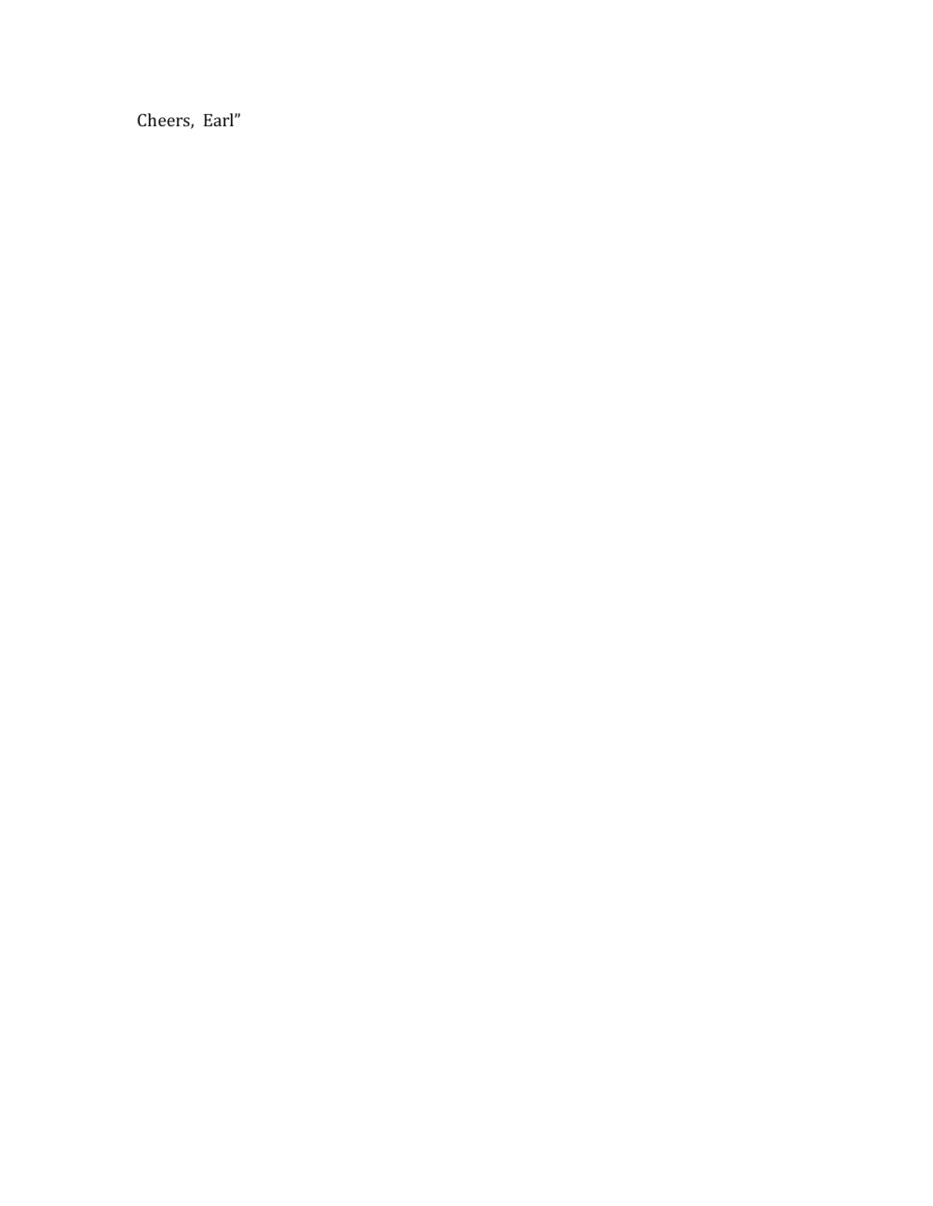Cheers,  Earl”